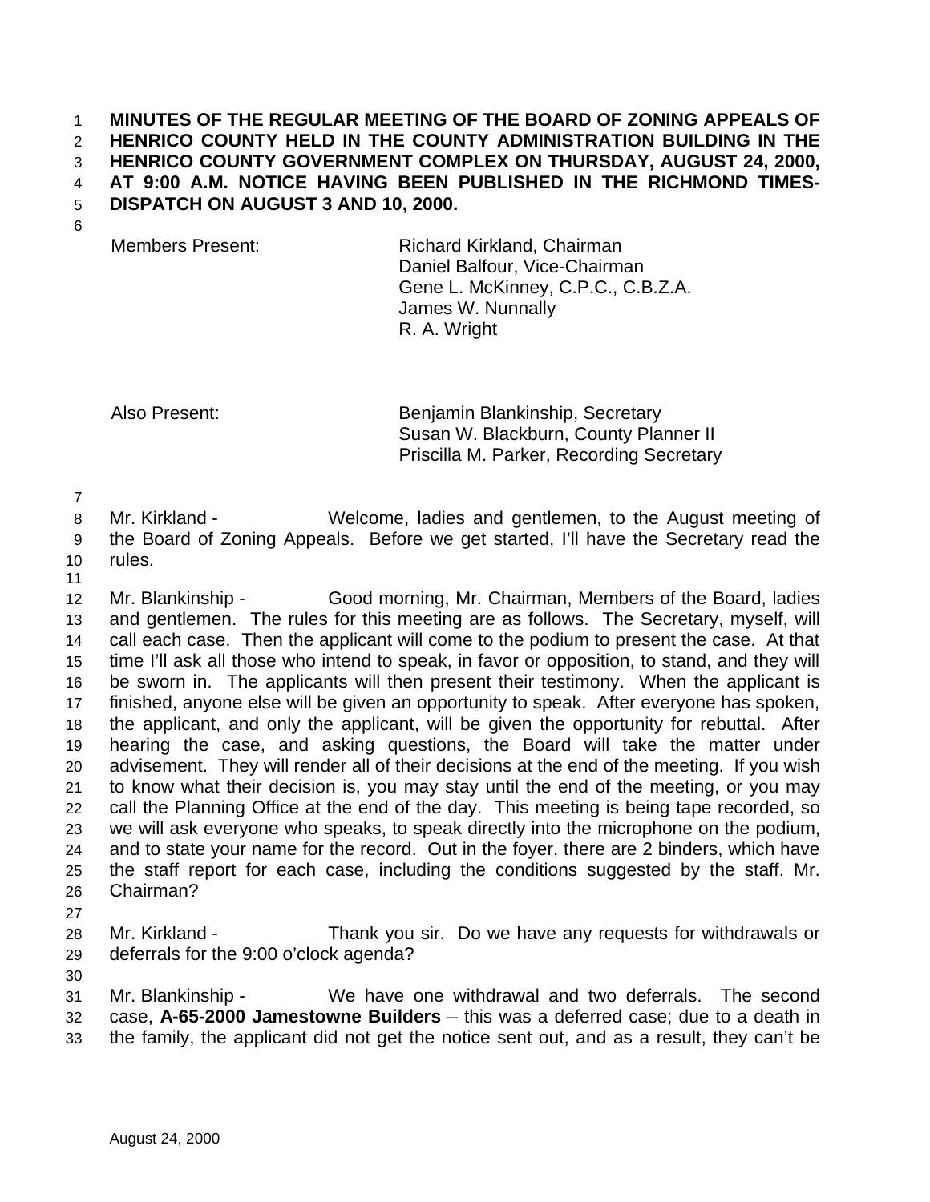**MINUTES OF THE REGULAR MEETING OF THE BOARD OF ZONING APPEALS OF HENRICO COUNTY HELD IN THE COUNTY ADMINISTRATION BUILDING IN THE HENRICO COUNTY GOVERNMENT COMPLEX ON THURSDAY, AUGUST 24, 2000, AT 9:00 A.M. NOTICE HAVING BEEN PUBLISHED IN THE RICHMOND TIMES-DISPATCH ON AUGUST 3 AND 10, 2000.**

| | |
|---|---|
| Members Present: | Richard Kirkland, Chairman<br>Daniel Balfour, Vice-Chairman<br>Gene L. McKinney, C.P.C., C.B.Z.A.<br>James W. Nunnally<br>R. A. Wright |
| Also Present: | Benjamin Blankinship, Secretary<br>Susan W. Blackburn, County Planner II<br>Priscilla M. Parker, Recording Secretary |

Mr. Kirkland - Welcome, ladies and gentlemen, to the August meeting of the Board of Zoning Appeals. Before we get started, I'll have the Secretary read the rules.

Mr. Blankinship - Good morning, Mr. Chairman, Members of the Board, ladies and gentlemen. The rules for this meeting are as follows. The Secretary, myself, will call each case. Then the applicant will come to the podium to present the case. At that time I'll ask all those who intend to speak, in favor or opposition, to stand, and they will be sworn in. The applicants will then present their testimony. When the applicant is finished, anyone else will be given an opportunity to speak. After everyone has spoken, the applicant, and only the applicant, will be given the opportunity for rebuttal. After hearing the case, and asking questions, the Board will take the matter under advisement. They will render all of their decisions at the end of the meeting. If you wish to know what their decision is, you may stay until the end of the meeting, or you may call the Planning Office at the end of the day. This meeting is being tape recorded, so we will ask everyone who speaks, to speak directly into the microphone on the podium, and to state your name for the record. Out in the foyer, there are 2 binders, which have the staff report for each case, including the conditions suggested by the staff. Mr. Chairman?

Mr. Kirkland - Thank you sir. Do we have any requests for withdrawals or deferrals for the 9:00 o'clock agenda?

Mr. Blankinship - We have one withdrawal and two deferrals. The second case, **A-65-2000 Jamestowne Builders** – this was a deferred case; due to a death in the family, the applicant did not get the notice sent out, and as a result, they can't be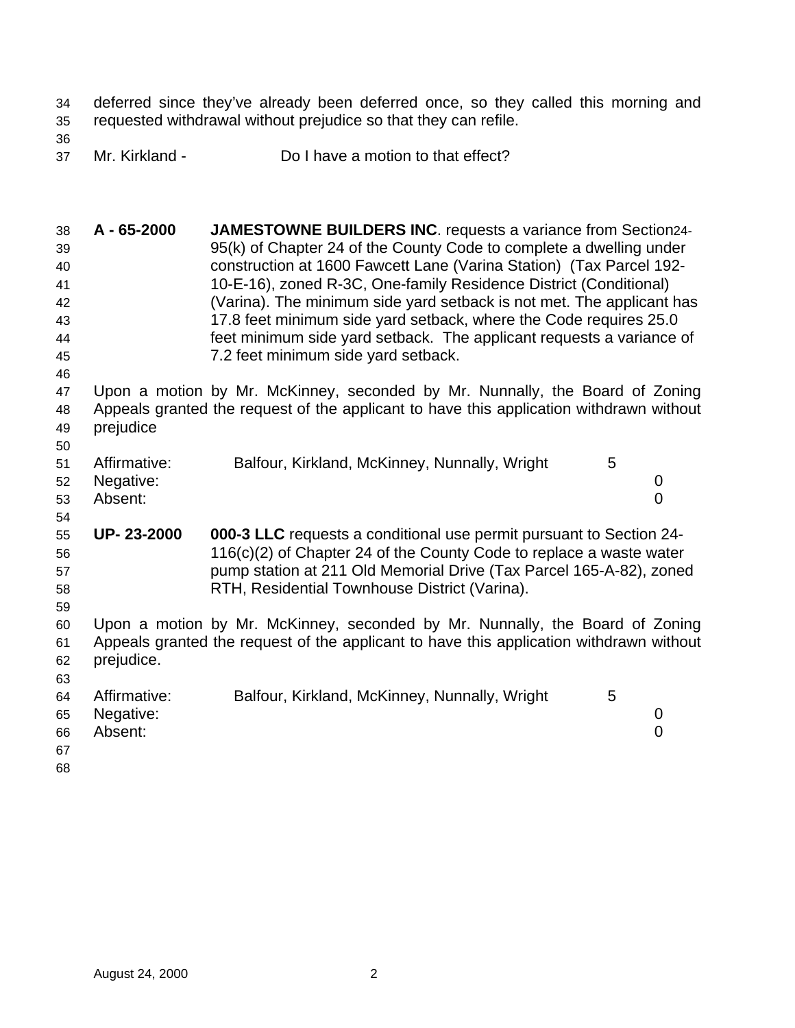deferred since they've already been deferred once, so they called this morning and requested withdrawal without prejudice so that they can refile.

Mr. Kirkland - Do I have a motion to that effect?

**A - 65-2000** **JAMESTOWNE BUILDERS INC**. requests a variance from Section 24-95(k) of Chapter 24 of the County Code to complete a dwelling under construction at 1600 Fawcett Lane (Varina Station) (Tax Parcel 192-10-E-16), zoned R-3C, One-family Residence District (Conditional) (Varina). The minimum side yard setback is not met. The applicant has 17.8 feet minimum side yard setback, where the Code requires 25.0 feet minimum side yard setback. The applicant requests a variance of 7.2 feet minimum side yard setback.

Upon a motion by Mr. McKinney, seconded by Mr. Nunnally, the Board of Zoning Appeals granted the request of the applicant to have this application withdrawn without prejudice

| | | |
|---|---|---|
| Affirmative: | Balfour, Kirkland, McKinney, Nunnally, Wright | 5 |
| Negative: | | 0 |
| Absent: | | 0 |

**UP- 23-2000** **000-3 LLC** requests a conditional use permit pursuant to Section 24-116(c)(2) of Chapter 24 of the County Code to replace a waste water pump station at 211 Old Memorial Drive (Tax Parcel 165-A-82), zoned RTH, Residential Townhouse District (Varina).

Upon a motion by Mr. McKinney, seconded by Mr. Nunnally, the Board of Zoning Appeals granted the request of the applicant to have this application withdrawn without prejudice.

| | | |
|---|---|---|
| Affirmative: | Balfour, Kirkland, McKinney, Nunnally, Wright | 5 |
| Negative: | | 0 |
| Absent: | | 0 |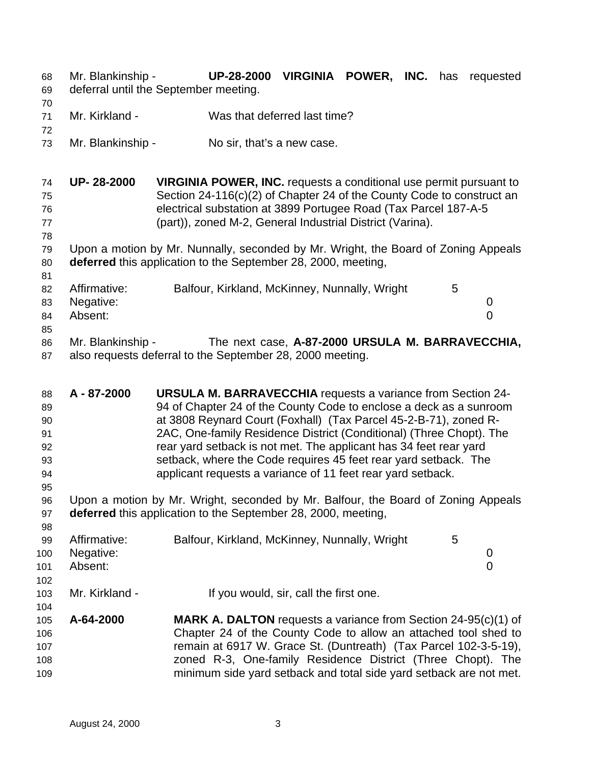Mr. Blankinship - **UP-28-2000 VIRGINIA POWER, INC.** has requested deferral until the September meeting.

Mr. Kirkland - Was that deferred last time?

Mr. Blankinship - No sir, that's a new case.

**UP- 28-2000** **VIRGINIA POWER, INC.** requests a conditional use permit pursuant to Section 24-116(c)(2) of Chapter 24 of the County Code to construct an electrical substation at 3899 Portugee Road (Tax Parcel 187-A-5 (part)), zoned M-2, General Industrial District (Varina).

Upon a motion by Mr. Nunnally, seconded by Mr. Wright, the Board of Zoning Appeals **deferred** this application to the September 28, 2000, meeting,

| | | |
|---|---|---|
| Affirmative: | Balfour, Kirkland, McKinney, Nunnally, Wright | 5 |
| Negative: | | 0 |
| Absent: | | 0 |

Mr. Blankinship - The next case, **A-87-2000 URSULA M. BARRAVECCHIA,** also requests deferral to the September 28, 2000 meeting.

**A - 87-2000** **URSULA M. BARRAVECCHIA** requests a variance from Section 24-94 of Chapter 24 of the County Code to enclose a deck as a sunroom at 3808 Reynard Court (Foxhall) (Tax Parcel 45-2-B-71), zoned R-2AC, One-family Residence District (Conditional) (Three Chopt). The rear yard setback is not met. The applicant has 34 feet rear yard setback, where the Code requires 45 feet rear yard setback. The applicant requests a variance of 11 feet rear yard setback.

Upon a motion by Mr. Wright, seconded by Mr. Balfour, the Board of Zoning Appeals **deferred** this application to the September 28, 2000, meeting,

| | | |
|---|---|---|
| Affirmative: | Balfour, Kirkland, McKinney, Nunnally, Wright | 5 |
| Negative: | | 0 |
| Absent: | | 0 |

Mr. Kirkland - If you would, sir, call the first one.

**A-64-2000** **MARK A. DALTON** requests a variance from Section 24-95(c)(1) of Chapter 24 of the County Code to allow an attached tool shed to remain at 6917 W. Grace St. (Duntreath) (Tax Parcel 102-3-5-19), zoned R-3, One-family Residence District (Three Chopt). The minimum side yard setback and total side yard setback are not met.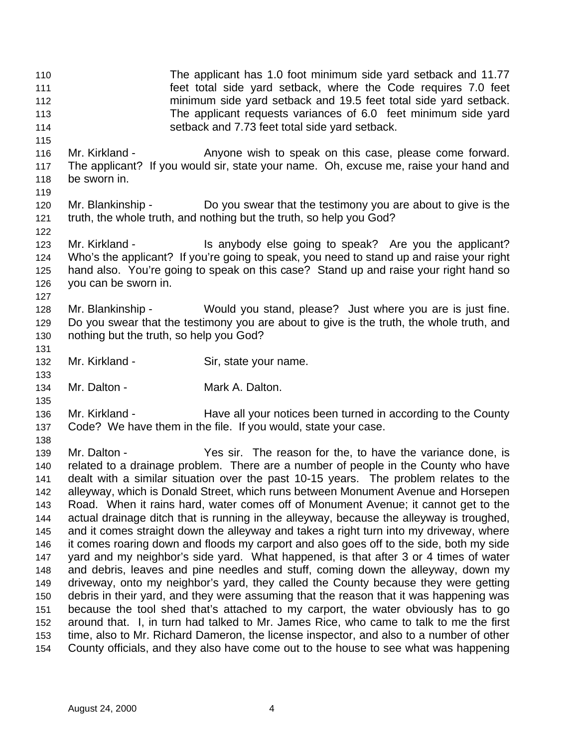The applicant has 1.0 foot minimum side yard setback and 11.77 feet total side yard setback, where the Code requires 7.0 feet minimum side yard setback and 19.5 feet total side yard setback. The applicant requests variances of 6.0 feet minimum side yard setback and 7.73 feet total side yard setback.

Mr. Kirkland - Anyone wish to speak on this case, please come forward. The applicant? If you would sir, state your name. Oh, excuse me, raise your hand and be sworn in.

Mr. Blankinship - Do you swear that the testimony you are about to give is the truth, the whole truth, and nothing but the truth, so help you God?

Mr. Kirkland - Is anybody else going to speak? Are you the applicant? Who's the applicant? If you're going to speak, you need to stand up and raise your right hand also. You're going to speak on this case? Stand up and raise your right hand so you can be sworn in.

Mr. Blankinship - Would you stand, please? Just where you are is just fine. Do you swear that the testimony you are about to give is the truth, the whole truth, and nothing but the truth, so help you God?

Mr. Kirkland - Sir, state your name.

Mr. Dalton - Mark A. Dalton.

Mr. Kirkland - Have all your notices been turned in according to the County Code? We have them in the file. If you would, state your case.

Mr. Dalton - Yes sir. The reason for the, to have the variance done, is related to a drainage problem. There are a number of people in the County who have dealt with a similar situation over the past 10-15 years. The problem relates to the alleyway, which is Donald Street, which runs between Monument Avenue and Horsepen Road. When it rains hard, water comes off of Monument Avenue; it cannot get to the actual drainage ditch that is running in the alleyway, because the alleyway is troughed, and it comes straight down the alleyway and takes a right turn into my driveway, where it comes roaring down and floods my carport and also goes off to the side, both my side yard and my neighbor's side yard. What happened, is that after 3 or 4 times of water and debris, leaves and pine needles and stuff, coming down the alleyway, down my driveway, onto my neighbor's yard, they called the County because they were getting debris in their yard, and they were assuming that the reason that it was happening was because the tool shed that's attached to my carport, the water obviously has to go around that. I, in turn had talked to Mr. James Rice, who came to talk to me the first time, also to Mr. Richard Dameron, the license inspector, and also to a number of other County officials, and they also have come out to the house to see what was happening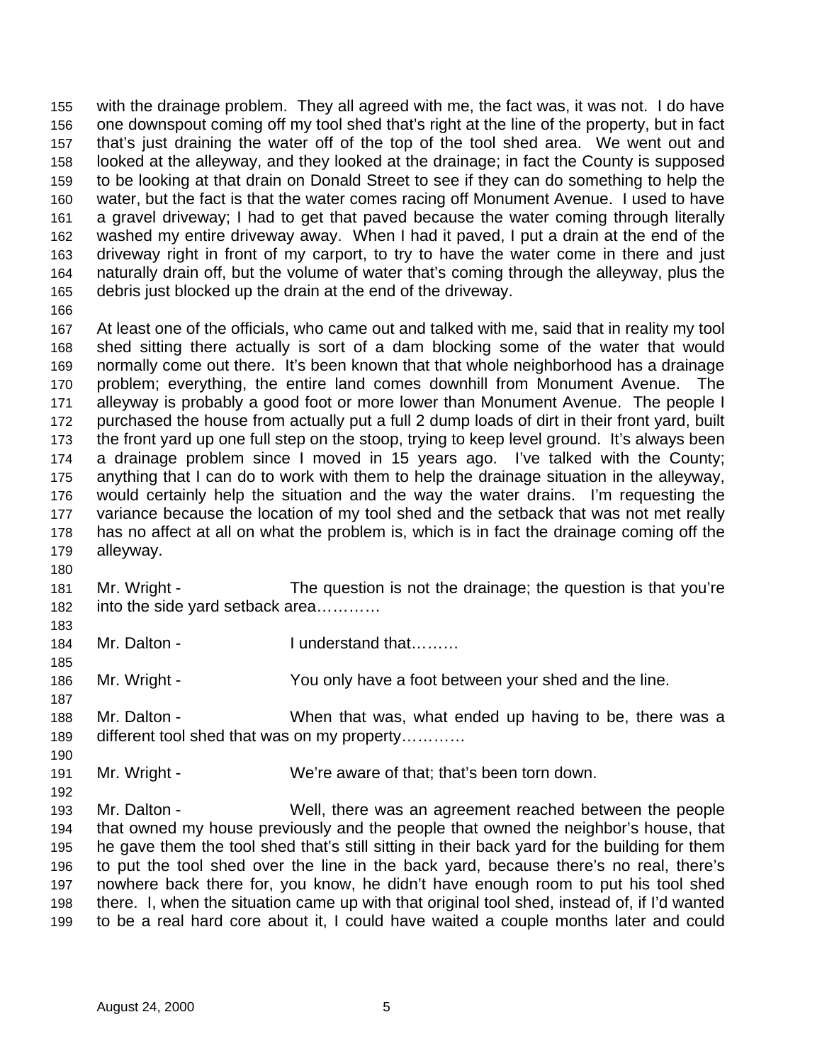with the drainage problem. They all agreed with me, the fact was, it was not. I do have one downspout coming off my tool shed that's right at the line of the property, but in fact that's just draining the water off of the top of the tool shed area. We went out and looked at the alleyway, and they looked at the drainage; in fact the County is supposed to be looking at that drain on Donald Street to see if they can do something to help the water, but the fact is that the water comes racing off Monument Avenue. I used to have a gravel driveway; I had to get that paved because the water coming through literally washed my entire driveway away. When I had it paved, I put a drain at the end of the driveway right in front of my carport, to try to have the water come in there and just naturally drain off, but the volume of water that's coming through the alleyway, plus the debris just blocked up the drain at the end of the driveway.

At least one of the officials, who came out and talked with me, said that in reality my tool shed sitting there actually is sort of a dam blocking some of the water that would normally come out there. It's been known that that whole neighborhood has a drainage problem; everything, the entire land comes downhill from Monument Avenue. The alleyway is probably a good foot or more lower than Monument Avenue. The people I purchased the house from actually put a full 2 dump loads of dirt in their front yard, built the front yard up one full step on the stoop, trying to keep level ground. It's always been a drainage problem since I moved in 15 years ago. I've talked with the County; anything that I can do to work with them to help the drainage situation in the alleyway, would certainly help the situation and the way the water drains. I'm requesting the variance because the location of my tool shed and the setback that was not met really has no affect at all on what the problem is, which is in fact the drainage coming off the alleyway.

Mr. Wright - The question is not the drainage; the question is that you're into the side yard setback area…………

Mr. Dalton - I understand that………

Mr. Wright - You only have a foot between your shed and the line.

Mr. Dalton - When that was, what ended up having to be, there was a different tool shed that was on my property…………

Mr. Wright - We're aware of that; that's been torn down.

Mr. Dalton - Well, there was an agreement reached between the people that owned my house previously and the people that owned the neighbor's house, that he gave them the tool shed that's still sitting in their back yard for the building for them to put the tool shed over the line in the back yard, because there's no real, there's nowhere back there for, you know, he didn't have enough room to put his tool shed there. I, when the situation came up with that original tool shed, instead of, if I'd wanted to be a real hard core about it, I could have waited a couple months later and could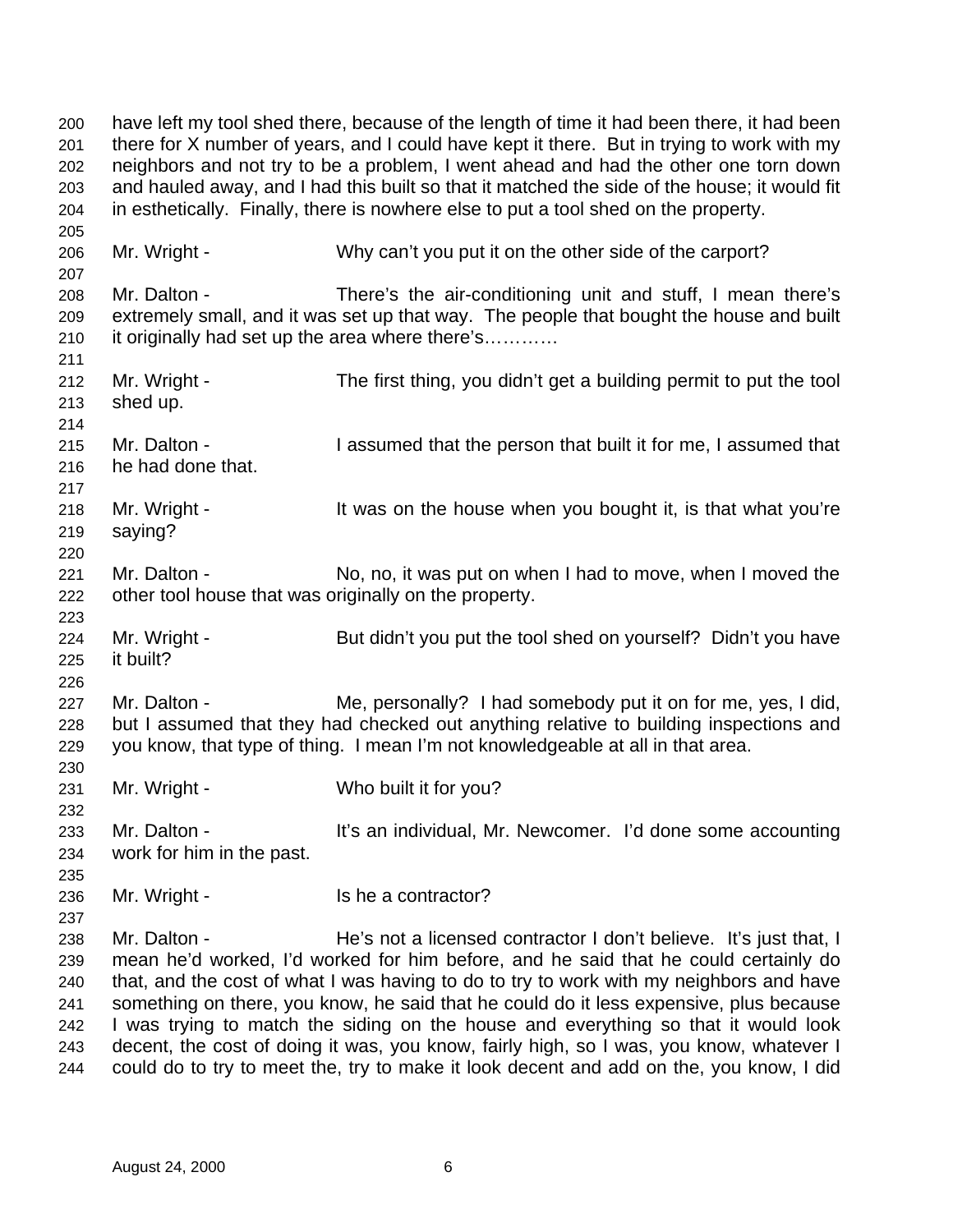have left my tool shed there, because of the length of time it had been there, it had been there for X number of years, and I could have kept it there. But in trying to work with my neighbors and not try to be a problem, I went ahead and had the other one torn down and hauled away, and I had this built so that it matched the side of the house; it would fit in esthetically. Finally, there is nowhere else to put a tool shed on the property.

Mr. Wright - Why can't you put it on the other side of the carport?

Mr. Dalton - There's the air-conditioning unit and stuff, I mean there's extremely small, and it was set up that way. The people that bought the house and built it originally had set up the area where there's…………

Mr. Wright - The first thing, you didn't get a building permit to put the tool shed up.

Mr. Dalton - I assumed that the person that built it for me, I assumed that he had done that.

Mr. Wright - It was on the house when you bought it, is that what you're saying?

Mr. Dalton - No, no, it was put on when I had to move, when I moved the other tool house that was originally on the property.

Mr. Wright - But didn't you put the tool shed on yourself? Didn't you have it built?

Mr. Dalton - Me, personally? I had somebody put it on for me, yes, I did, but I assumed that they had checked out anything relative to building inspections and you know, that type of thing. I mean I'm not knowledgeable at all in that area.

Mr. Wright - Who built it for you?

Mr. Dalton - It's an individual, Mr. Newcomer. I'd done some accounting work for him in the past.

Mr. Wright - Is he a contractor?

Mr. Dalton - He's not a licensed contractor I don't believe. It's just that, I mean he'd worked, I'd worked for him before, and he said that he could certainly do that, and the cost of what I was having to do to try to work with my neighbors and have something on there, you know, he said that he could do it less expensive, plus because I was trying to match the siding on the house and everything so that it would look decent, the cost of doing it was, you know, fairly high, so I was, you know, whatever I could do to try to meet the, try to make it look decent and add on the, you know, I did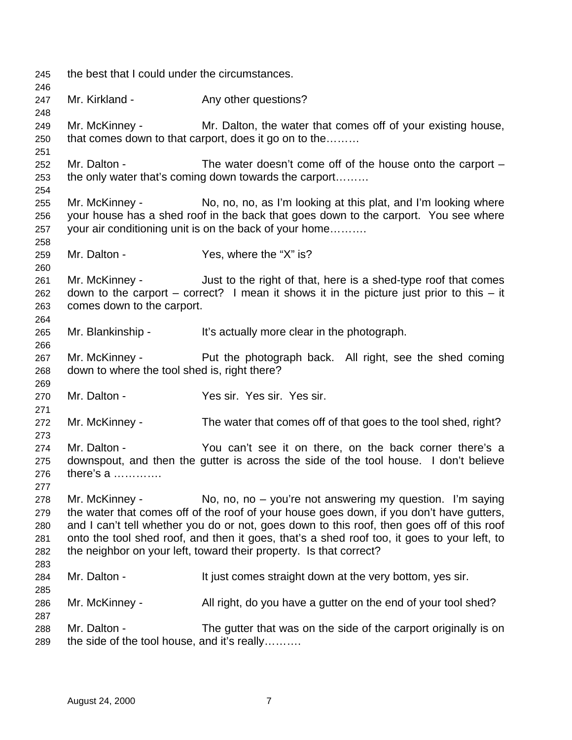the best that I could under the circumstances.

Mr. Kirkland - Any other questions?

Mr. McKinney - Mr. Dalton, the water that comes off of your existing house, that comes down to that carport, does it go on to the………

Mr. Dalton - The water doesn't come off of the house onto the carport – the only water that's coming down towards the carport………

Mr. McKinney - No, no, no, as I'm looking at this plat, and I'm looking where your house has a shed roof in the back that goes down to the carport. You see where your air conditioning unit is on the back of your home……….

Mr. Dalton - Yes, where the "X" is?

Mr. McKinney - Just to the right of that, here is a shed-type roof that comes down to the carport – correct? I mean it shows it in the picture just prior to this – it comes down to the carport.

Mr. Blankinship - It's actually more clear in the photograph.

Mr. McKinney - Put the photograph back. All right, see the shed coming down to where the tool shed is, right there?

Mr. Dalton - Yes sir. Yes sir. Yes sir.

Mr. McKinney - The water that comes off of that goes to the tool shed, right?

Mr. Dalton - You can't see it on there, on the back corner there's a downspout, and then the gutter is across the side of the tool house. I don't believe there's a ………….

Mr. McKinney - No, no, no – you're not answering my question. I'm saying the water that comes off of the roof of your house goes down, if you don't have gutters, and I can't tell whether you do or not, goes down to this roof, then goes off of this roof onto the tool shed roof, and then it goes, that's a shed roof too, it goes to your left, to the neighbor on your left, toward their property. Is that correct?

Mr. Dalton - It just comes straight down at the very bottom, yes sir.

Mr. McKinney - All right, do you have a gutter on the end of your tool shed?

Mr. Dalton - The gutter that was on the side of the carport originally is on the side of the tool house, and it's really……….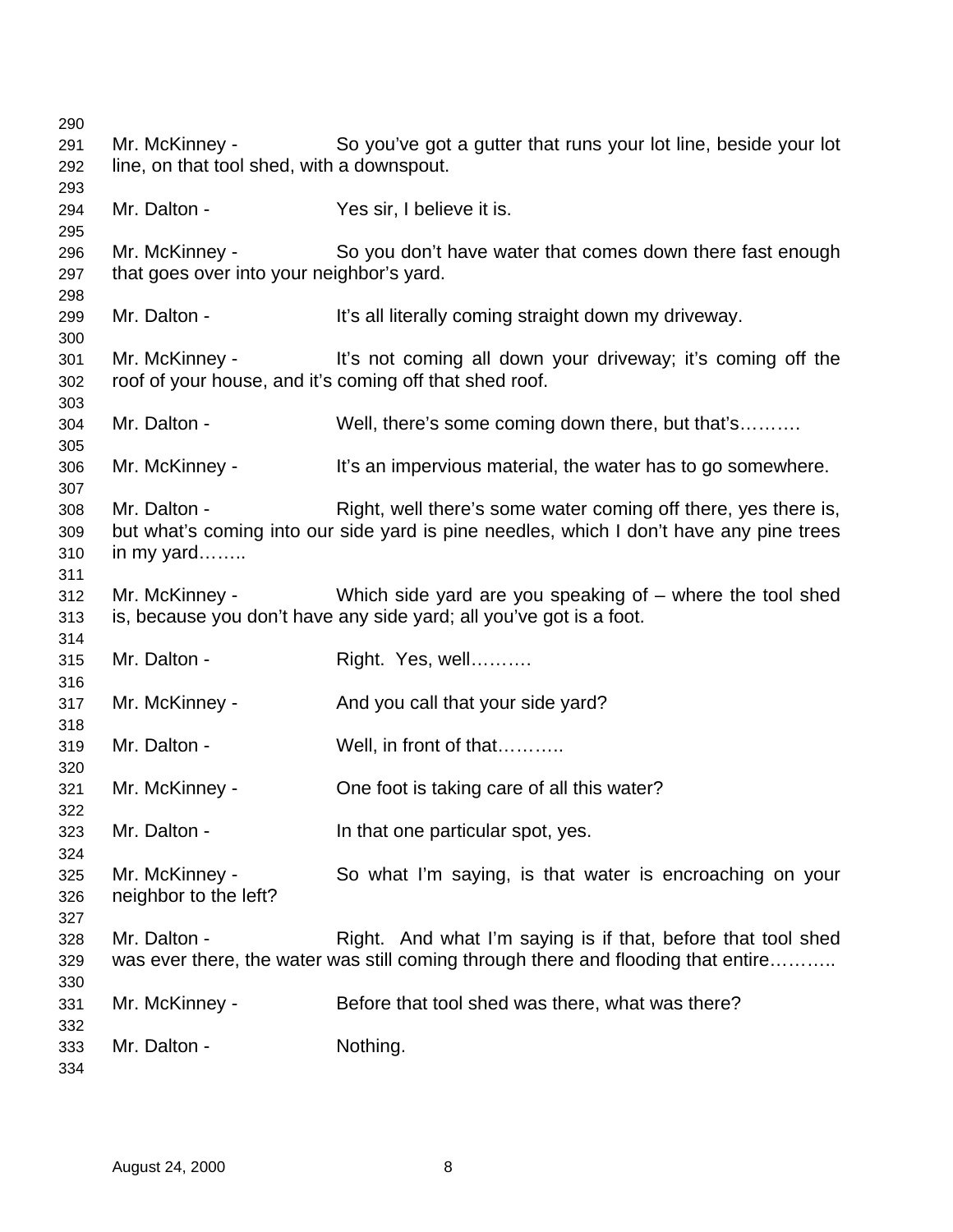Mr. McKinney - So you've got a gutter that runs your lot line, beside your lot line, on that tool shed, with a downspout.

Mr. Dalton - Yes sir, I believe it is.

Mr. McKinney - So you don't have water that comes down there fast enough that goes over into your neighbor's yard.

Mr. Dalton - It's all literally coming straight down my driveway.

Mr. McKinney - It's not coming all down your driveway; it's coming off the roof of your house, and it's coming off that shed roof.

Mr. Dalton - Well, there's some coming down there, but that's……….

Mr. McKinney - It's an impervious material, the water has to go somewhere.

Mr. Dalton - Right, well there's some water coming off there, yes there is, but what's coming into our side yard is pine needles, which I don't have any pine trees in my yard……..

Mr. McKinney - Which side yard are you speaking of – where the tool shed is, because you don't have any side yard; all you've got is a foot.

Mr. Dalton - Right. Yes, well……….

Mr. McKinney - And you call that your side yard?

Mr. Dalton - Well, in front of that………..

Mr. McKinney - One foot is taking care of all this water?

Mr. Dalton - In that one particular spot, yes.

Mr. McKinney - So what I'm saying, is that water is encroaching on your neighbor to the left?

Mr. Dalton - Right. And what I'm saying is if that, before that tool shed was ever there, the water was still coming through there and flooding that entire………..

Mr. McKinney - Before that tool shed was there, what was there?

Mr. Dalton - Nothing.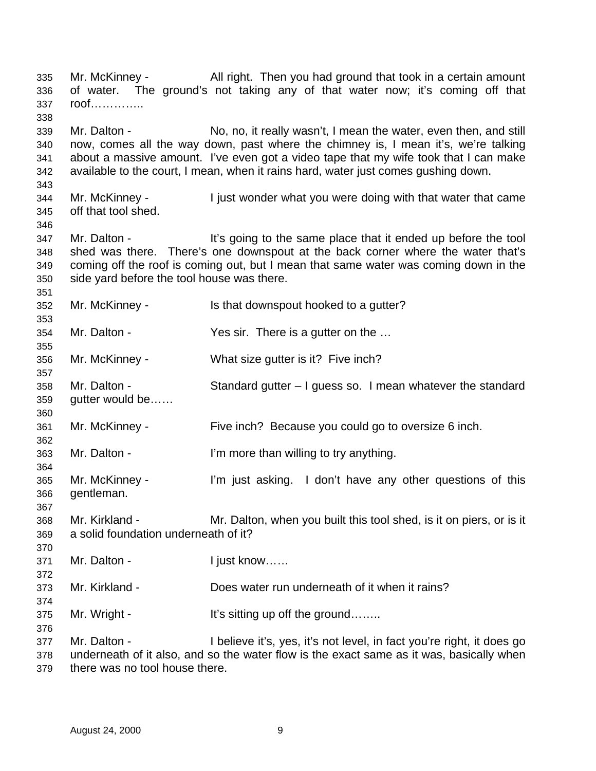Mr. McKinney - All right. Then you had ground that took in a certain amount of water. The ground's not taking any of that water now; it's coming off that roof…………..

Mr. Dalton - No, no, it really wasn't, I mean the water, even then, and still now, comes all the way down, past where the chimney is, I mean it's, we're talking about a massive amount. I've even got a video tape that my wife took that I can make available to the court, I mean, when it rains hard, water just comes gushing down.

Mr. McKinney - I just wonder what you were doing with that water that came off that tool shed.

Mr. Dalton - It's going to the same place that it ended up before the tool shed was there. There's one downspout at the back corner where the water that's coming off the roof is coming out, but I mean that same water was coming down in the side yard before the tool house was there.

Mr. McKinney - Is that downspout hooked to a gutter?

Mr. Dalton - Yes sir. There is a gutter on the …

Mr. McKinney - What size gutter is it? Five inch?

Mr. Dalton - Standard gutter – I guess so. I mean whatever the standard gutter would be……

Mr. McKinney - Five inch? Because you could go to oversize 6 inch.

Mr. Dalton - I'm more than willing to try anything.

Mr. McKinney - I'm just asking. I don't have any other questions of this gentleman.

Mr. Kirkland - Mr. Dalton, when you built this tool shed, is it on piers, or is it a solid foundation underneath of it?

Mr. Dalton - I just know……

Mr. Kirkland - Does water run underneath of it when it rains?

Mr. Wright - It's sitting up off the ground……..

Mr. Dalton - I believe it's, yes, it's not level, in fact you're right, it does go underneath of it also, and so the water flow is the exact same as it was, basically when there was no tool house there.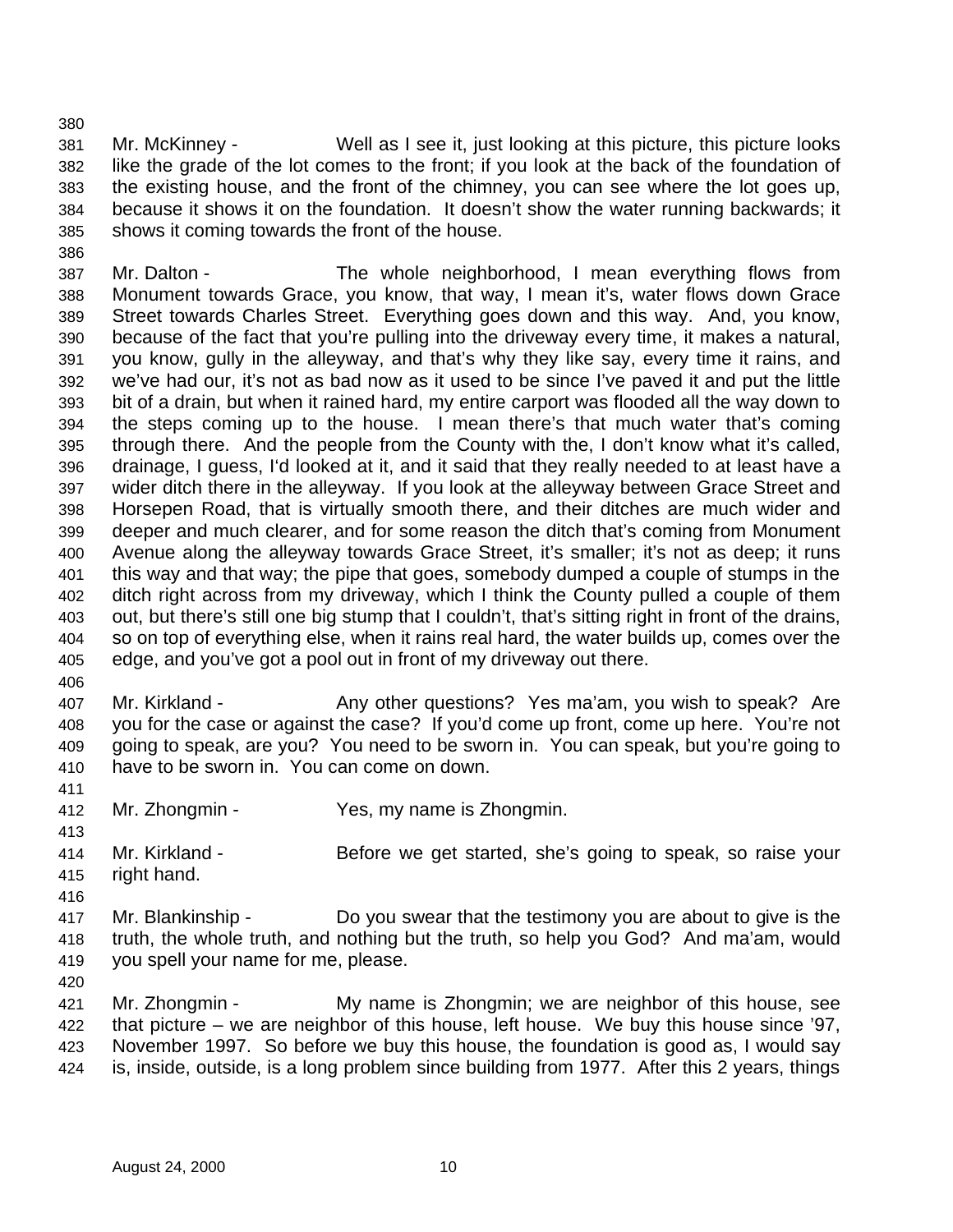Mr. McKinney - Well as I see it, just looking at this picture, this picture looks like the grade of the lot comes to the front; if you look at the back of the foundation of the existing house, and the front of the chimney, you can see where the lot goes up, because it shows it on the foundation. It doesn't show the water running backwards; it shows it coming towards the front of the house.

Mr. Dalton - The whole neighborhood, I mean everything flows from Monument towards Grace, you know, that way, I mean it's, water flows down Grace Street towards Charles Street. Everything goes down and this way. And, you know, because of the fact that you're pulling into the driveway every time, it makes a natural, you know, gully in the alleyway, and that's why they like say, every time it rains, and we've had our, it's not as bad now as it used to be since I've paved it and put the little bit of a drain, but when it rained hard, my entire carport was flooded all the way down to the steps coming up to the house. I mean there's that much water that's coming through there. And the people from the County with the, I don't know what it's called, drainage, I guess, I'd looked at it, and it said that they really needed to at least have a wider ditch there in the alleyway. If you look at the alleyway between Grace Street and Horsepen Road, that is virtually smooth there, and their ditches are much wider and deeper and much clearer, and for some reason the ditch that's coming from Monument Avenue along the alleyway towards Grace Street, it's smaller; it's not as deep; it runs this way and that way; the pipe that goes, somebody dumped a couple of stumps in the ditch right across from my driveway, which I think the County pulled a couple of them out, but there's still one big stump that I couldn't, that's sitting right in front of the drains, so on top of everything else, when it rains real hard, the water builds up, comes over the edge, and you've got a pool out in front of my driveway out there.

Mr. Kirkland - Any other questions? Yes ma'am, you wish to speak? Are you for the case or against the case? If you'd come up front, come up here. You're not going to speak, are you? You need to be sworn in. You can speak, but you're going to have to be sworn in. You can come on down.

Mr. Zhongmin - Yes, my name is Zhongmin.

Mr. Kirkland - Before we get started, she's going to speak, so raise your right hand.

Mr. Blankinship - Do you swear that the testimony you are about to give is the truth, the whole truth, and nothing but the truth, so help you God? And ma'am, would you spell your name for me, please.

Mr. Zhongmin - My name is Zhongmin; we are neighbor of this house, see that picture – we are neighbor of this house, left house. We buy this house since '97, November 1997. So before we buy this house, the foundation is good as, I would say is, inside, outside, is a long problem since building from 1977. After this 2 years, things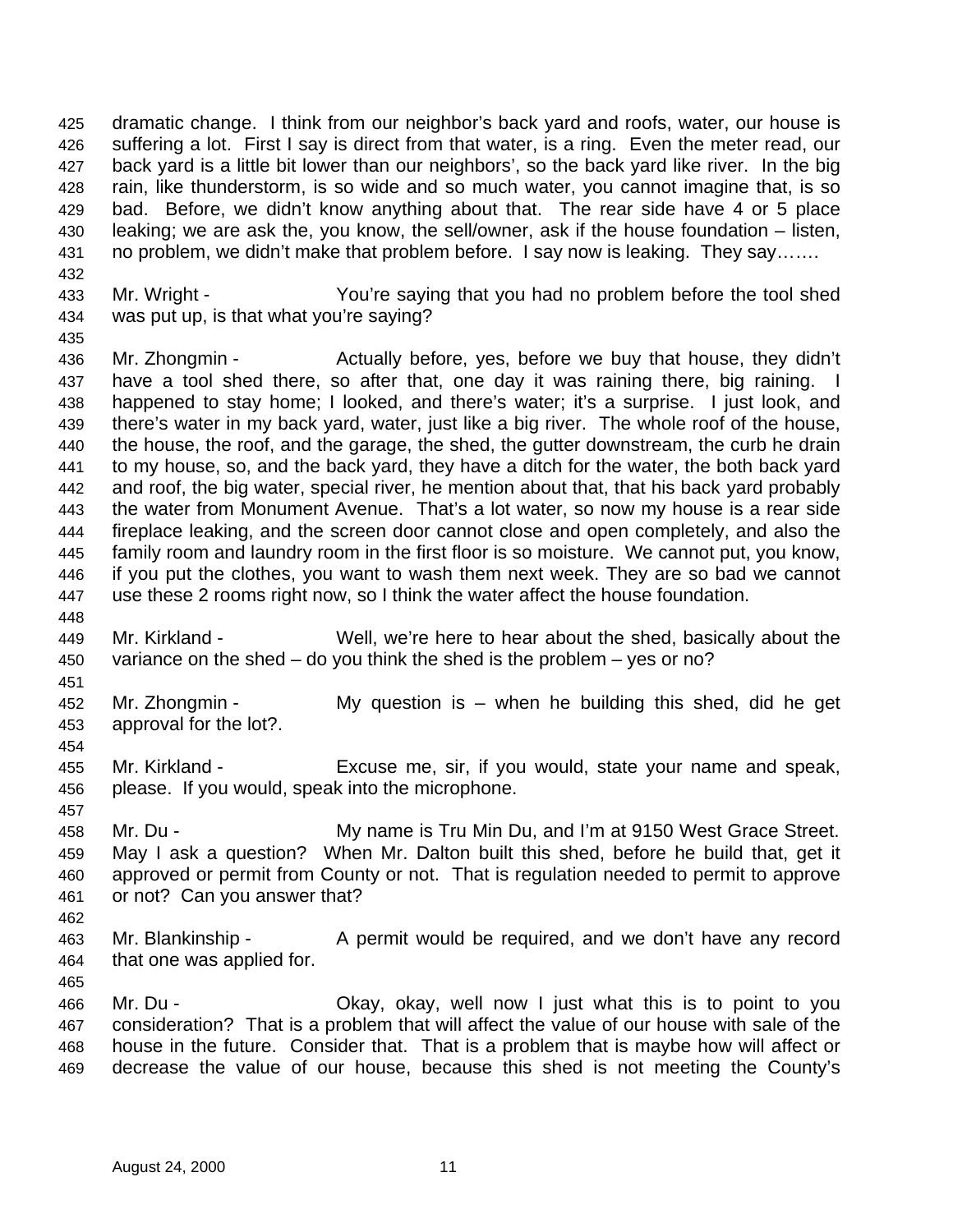dramatic change. I think from our neighbor's back yard and roofs, water, our house is suffering a lot. First I say is direct from that water, is a ring. Even the meter read, our back yard is a little bit lower than our neighbors', so the back yard like river. In the big rain, like thunderstorm, is so wide and so much water, you cannot imagine that, is so bad. Before, we didn't know anything about that. The rear side have 4 or 5 place leaking; we are ask the, you know, the sell/owner, ask if the house foundation – listen, no problem, we didn't make that problem before. I say now is leaking. They say…….

Mr. Wright - You're saying that you had no problem before the tool shed was put up, is that what you're saying?

Mr. Zhongmin - Actually before, yes, before we buy that house, they didn't have a tool shed there, so after that, one day it was raining there, big raining. I happened to stay home; I looked, and there's water; it's a surprise. I just look, and there's water in my back yard, water, just like a big river. The whole roof of the house, the house, the roof, and the garage, the shed, the gutter downstream, the curb he drain to my house, so, and the back yard, they have a ditch for the water, the both back yard and roof, the big water, special river, he mention about that, that his back yard probably the water from Monument Avenue. That's a lot water, so now my house is a rear side fireplace leaking, and the screen door cannot close and open completely, and also the family room and laundry room in the first floor is so moisture. We cannot put, you know, if you put the clothes, you want to wash them next week. They are so bad we cannot use these 2 rooms right now, so I think the water affect the house foundation.

Mr. Kirkland - Well, we're here to hear about the shed, basically about the variance on the shed – do you think the shed is the problem – yes or no?

Mr. Zhongmin - My question is – when he building this shed, did he get approval for the lot?.

Mr. Kirkland - Excuse me, sir, if you would, state your name and speak, please. If you would, speak into the microphone.

Mr. Du - My name is Tru Min Du, and I'm at 9150 West Grace Street. May I ask a question? When Mr. Dalton built this shed, before he build that, get it approved or permit from County or not. That is regulation needed to permit to approve or not? Can you answer that?

Mr. Blankinship - A permit would be required, and we don't have any record that one was applied for.

Mr. Du - Okay, okay, well now I just what this is to point to you consideration? That is a problem that will affect the value of our house with sale of the house in the future. Consider that. That is a problem that is maybe how will affect or decrease the value of our house, because this shed is not meeting the County's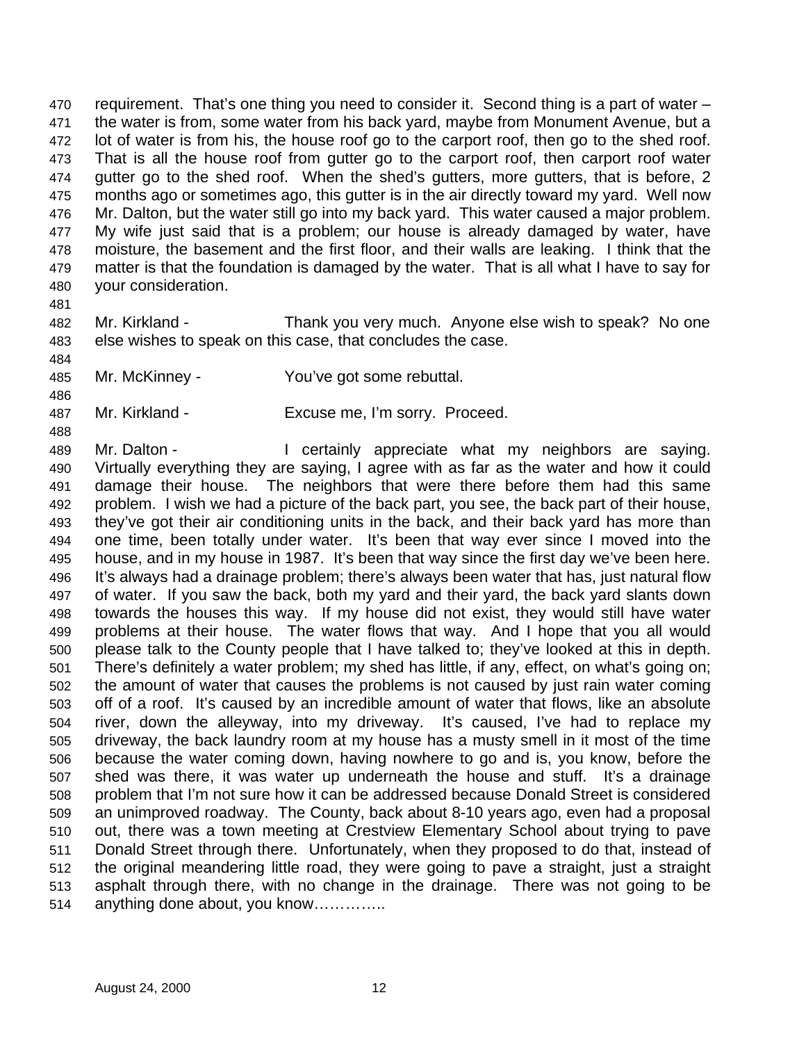requirement. That's one thing you need to consider it. Second thing is a part of water – the water is from, some water from his back yard, maybe from Monument Avenue, but a lot of water is from his, the house roof go to the carport roof, then go to the shed roof. That is all the house roof from gutter go to the carport roof, then carport roof water gutter go to the shed roof. When the shed's gutters, more gutters, that is before, 2 months ago or sometimes ago, this gutter is in the air directly toward my yard. Well now Mr. Dalton, but the water still go into my back yard. This water caused a major problem. My wife just said that is a problem; our house is already damaged by water, have moisture, the basement and the first floor, and their walls are leaking. I think that the matter is that the foundation is damaged by the water. That is all what I have to say for your consideration.

Mr. Kirkland - Thank you very much. Anyone else wish to speak? No one else wishes to speak on this case, that concludes the case.

Mr. McKinney - You've got some rebuttal.

Mr. Kirkland - Excuse me, I'm sorry. Proceed.

Mr. Dalton - I certainly appreciate what my neighbors are saying. Virtually everything they are saying, I agree with as far as the water and how it could damage their house. The neighbors that were there before them had this same problem. I wish we had a picture of the back part, you see, the back part of their house, they've got their air conditioning units in the back, and their back yard has more than one time, been totally under water. It's been that way ever since I moved into the house, and in my house in 1987. It's been that way since the first day we've been here. It's always had a drainage problem; there's always been water that has, just natural flow of water. If you saw the back, both my yard and their yard, the back yard slants down towards the houses this way. If my house did not exist, they would still have water problems at their house. The water flows that way. And I hope that you all would please talk to the County people that I have talked to; they've looked at this in depth. There's definitely a water problem; my shed has little, if any, effect, on what's going on; the amount of water that causes the problems is not caused by just rain water coming off of a roof. It's caused by an incredible amount of water that flows, like an absolute river, down the alleyway, into my driveway. It's caused, I've had to replace my driveway, the back laundry room at my house has a musty smell in it most of the time because the water coming down, having nowhere to go and is, you know, before the shed was there, it was water up underneath the house and stuff. It's a drainage problem that I'm not sure how it can be addressed because Donald Street is considered an unimproved roadway. The County, back about 8-10 years ago, even had a proposal out, there was a town meeting at Crestview Elementary School about trying to pave Donald Street through there. Unfortunately, when they proposed to do that, instead of the original meandering little road, they were going to pave a straight, just a straight asphalt through there, with no change in the drainage. There was not going to be anything done about, you know…………..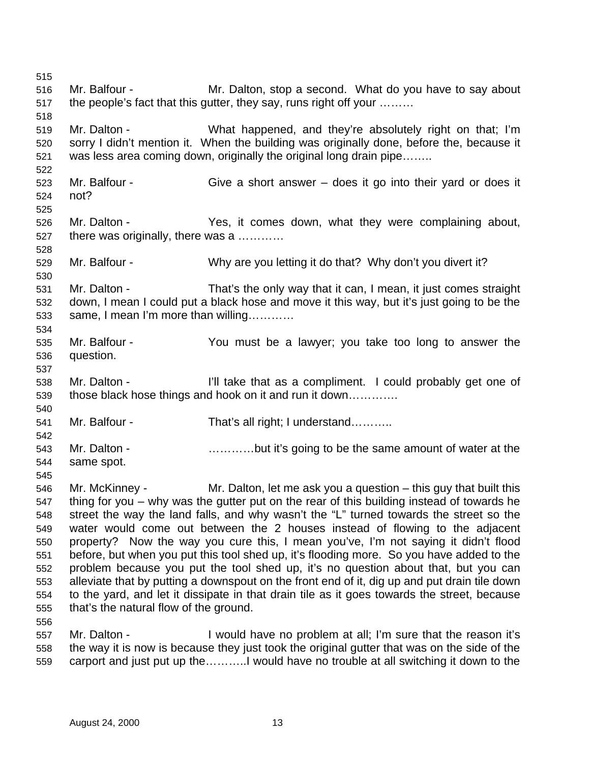Mr. Balfour - Mr. Dalton, stop a second. What do you have to say about the people's fact that this gutter, they say, runs right off your ………

Mr. Dalton - What happened, and they're absolutely right on that; I'm sorry I didn't mention it. When the building was originally done, before the, because it was less area coming down, originally the original long drain pipe……..

Mr. Balfour - Give a short answer – does it go into their yard or does it not?

Mr. Dalton - Yes, it comes down, what they were complaining about, there was originally, there was a …………

Mr. Balfour - Why are you letting it do that? Why don't you divert it?

Mr. Dalton - That's the only way that it can, I mean, it just comes straight down, I mean I could put a black hose and move it this way, but it's just going to be the same, I mean I'm more than willing…………

Mr. Balfour - You must be a lawyer; you take too long to answer the question.

Mr. Dalton - I'll take that as a compliment. I could probably get one of those black hose things and hook on it and run it down………….

Mr. Balfour - That's all right; I understand………..

Mr. Dalton - …………but it's going to be the same amount of water at the same spot.

Mr. McKinney - Mr. Dalton, let me ask you a question – this guy that built this thing for you – why was the gutter put on the rear of this building instead of towards he street the way the land falls, and why wasn't the "L" turned towards the street so the water would come out between the 2 houses instead of flowing to the adjacent property? Now the way you cure this, I mean you've, I'm not saying it didn't flood before, but when you put this tool shed up, it's flooding more. So you have added to the problem because you put the tool shed up, it's no question about that, but you can alleviate that by putting a downspout on the front end of it, dig up and put drain tile down to the yard, and let it dissipate in that drain tile as it goes towards the street, because that's the natural flow of the ground.

Mr. Dalton - I would have no problem at all; I'm sure that the reason it's the way it is now is because they just took the original gutter that was on the side of the carport and just put up the………..I would have no trouble at all switching it down to the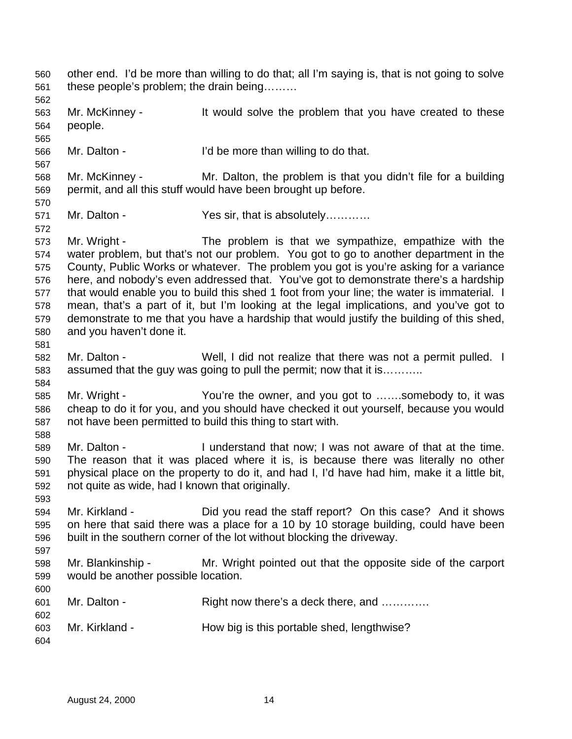other end. I'd be more than willing to do that; all I'm saying is, that is not going to solve these people's problem; the drain being………

Mr. McKinney - It would solve the problem that you have created to these people.

Mr. Dalton - I'd be more than willing to do that.

Mr. McKinney - Mr. Dalton, the problem is that you didn't file for a building permit, and all this stuff would have been brought up before.

Mr. Dalton - Yes sir, that is absolutely…………

Mr. Wright - The problem is that we sympathize, empathize with the water problem, but that's not our problem. You got to go to another department in the County, Public Works or whatever. The problem you got is you're asking for a variance here, and nobody's even addressed that. You've got to demonstrate there's a hardship that would enable you to build this shed 1 foot from your line; the water is immaterial. I mean, that's a part of it, but I'm looking at the legal implications, and you've got to demonstrate to me that you have a hardship that would justify the building of this shed, and you haven't done it.

Mr. Dalton - Well, I did not realize that there was not a permit pulled. I assumed that the guy was going to pull the permit; now that it is………..

Mr. Wright - You're the owner, and you got to …….somebody to, it was cheap to do it for you, and you should have checked it out yourself, because you would not have been permitted to build this thing to start with.

Mr. Dalton - I understand that now; I was not aware of that at the time. The reason that it was placed where it is, is because there was literally no other physical place on the property to do it, and had I, I'd have had him, make it a little bit, not quite as wide, had I known that originally.

Mr. Kirkland - Did you read the staff report? On this case? And it shows on here that said there was a place for a 10 by 10 storage building, could have been built in the southern corner of the lot without blocking the driveway.

Mr. Blankinship - Mr. Wright pointed out that the opposite side of the carport would be another possible location.

Mr. Dalton - Right now there's a deck there, and ………….

Mr. Kirkland - How big is this portable shed, lengthwise?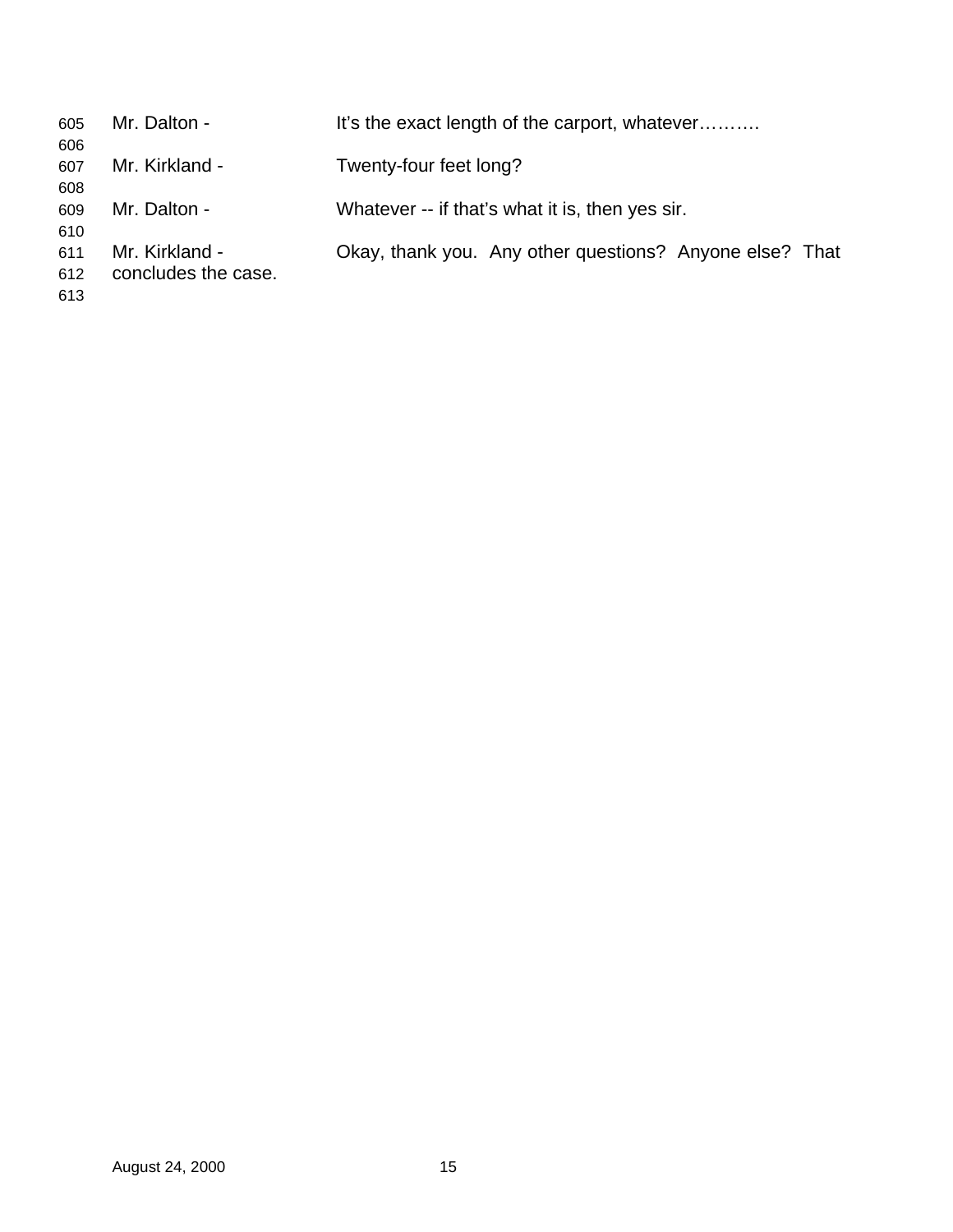Mr. Dalton - It's the exact length of the carport, whatever……….

Mr. Kirkland - Twenty-four feet long?

Mr. Dalton - Whatever -- if that's what it is, then yes sir.

Mr. Kirkland - Okay, thank you. Any other questions? Anyone else? That concludes the case.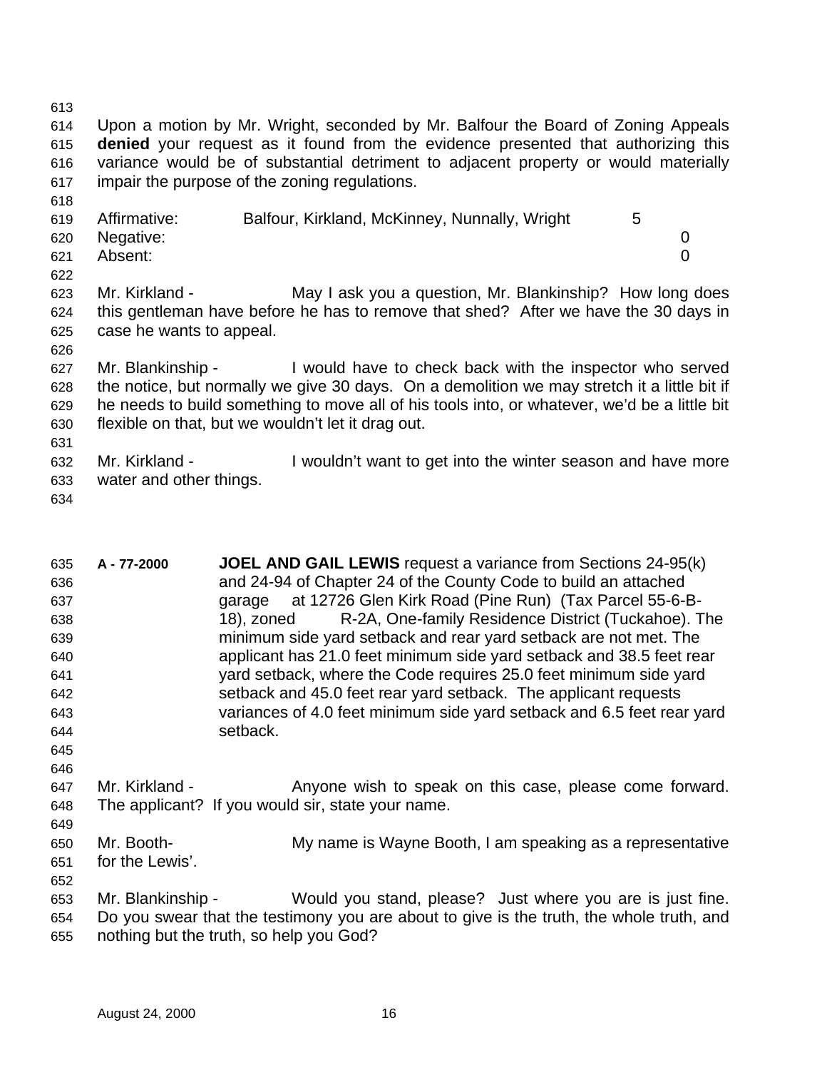Upon a motion by Mr. Wright, seconded by Mr. Balfour the Board of Zoning Appeals **denied** your request as it found from the evidence presented that authorizing this variance would be of substantial detriment to adjacent property or would materially impair the purpose of the zoning regulations.

| | | |
|---|---|---|
| Affirmative: | Balfour, Kirkland, McKinney, Nunnally, Wright | 5 |
| Negative: | | 0 |
| Absent: | | 0 |

Mr. Kirkland - May I ask you a question, Mr. Blankinship? How long does this gentleman have before he has to remove that shed? After we have the 30 days in case he wants to appeal.

Mr. Blankinship - I would have to check back with the inspector who served the notice, but normally we give 30 days. On a demolition we may stretch it a little bit if he needs to build something to move all of his tools into, or whatever, we'd be a little bit flexible on that, but we wouldn't let it drag out.

Mr. Kirkland - I wouldn't want to get into the winter season and have more water and other things.

**A - 77-2000** **JOEL AND GAIL LEWIS** request a variance from Sections 24-95(k) and 24-94 of Chapter 24 of the County Code to build an attached garage at 12726 Glen Kirk Road (Pine Run) (Tax Parcel 55-6-B-18), zoned R-2A, One-family Residence District (Tuckahoe). The minimum side yard setback and rear yard setback are not met. The applicant has 21.0 feet minimum side yard setback and 38.5 feet rear yard setback, where the Code requires 25.0 feet minimum side yard setback and 45.0 feet rear yard setback. The applicant requests variances of 4.0 feet minimum side yard setback and 6.5 feet rear yard setback.

Mr. Kirkland - Anyone wish to speak on this case, please come forward. The applicant? If you would sir, state your name.

Mr. Booth- My name is Wayne Booth, I am speaking as a representative for the Lewis'.

Mr. Blankinship - Would you stand, please? Just where you are is just fine. Do you swear that the testimony you are about to give is the truth, the whole truth, and nothing but the truth, so help you God?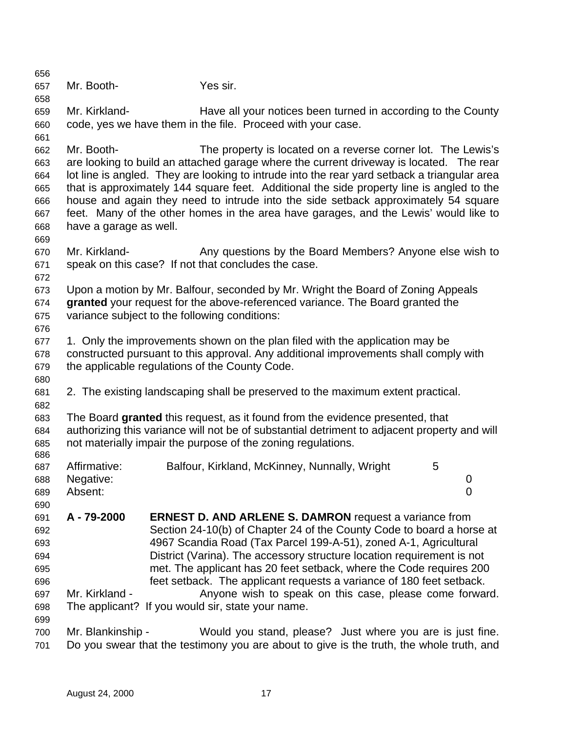Mr. Booth- Yes sir.

Mr. Kirkland- Have all your notices been turned in according to the County code, yes we have them in the file. Proceed with your case.

Mr. Booth- The property is located on a reverse corner lot. The Lewis's are looking to build an attached garage where the current driveway is located. The rear lot line is angled. They are looking to intrude into the rear yard setback a triangular area that is approximately 144 square feet. Additional the side property line is angled to the house and again they need to intrude into the side setback approximately 54 square feet. Many of the other homes in the area have garages, and the Lewis' would like to have a garage as well.

Mr. Kirkland- Any questions by the Board Members? Anyone else wish to speak on this case? If not that concludes the case.

Upon a motion by Mr. Balfour, seconded by Mr. Wright the Board of Zoning Appeals **granted** your request for the above-referenced variance. The Board granted the variance subject to the following conditions:

1. Only the improvements shown on the plan filed with the application may be constructed pursuant to this approval. Any additional improvements shall comply with the applicable regulations of the County Code.

2. The existing landscaping shall be preserved to the maximum extent practical.

The Board **granted** this request, as it found from the evidence presented, that authorizing this variance will not be of substantial detriment to adjacent property and will not materially impair the purpose of the zoning regulations.

| | | |
|---|---|---|
| Affirmative: | Balfour, Kirkland, McKinney, Nunnally, Wright | 5 |
| Negative: | | 0 |
| Absent: | | 0 |

**A - 79-2000** **ERNEST D. AND ARLENE S. DAMRON** request a variance from Section 24-10(b) of Chapter 24 of the County Code to board a horse at 4967 Scandia Road (Tax Parcel 199-A-51), zoned A-1, Agricultural District (Varina). The accessory structure location requirement is not met. The applicant has 20 feet setback, where the Code requires 200 feet setback. The applicant requests a variance of 180 feet setback.

Mr. Kirkland - Anyone wish to speak on this case, please come forward. The applicant? If you would sir, state your name.

Mr. Blankinship - Would you stand, please? Just where you are is just fine. Do you swear that the testimony you are about to give is the truth, the whole truth, and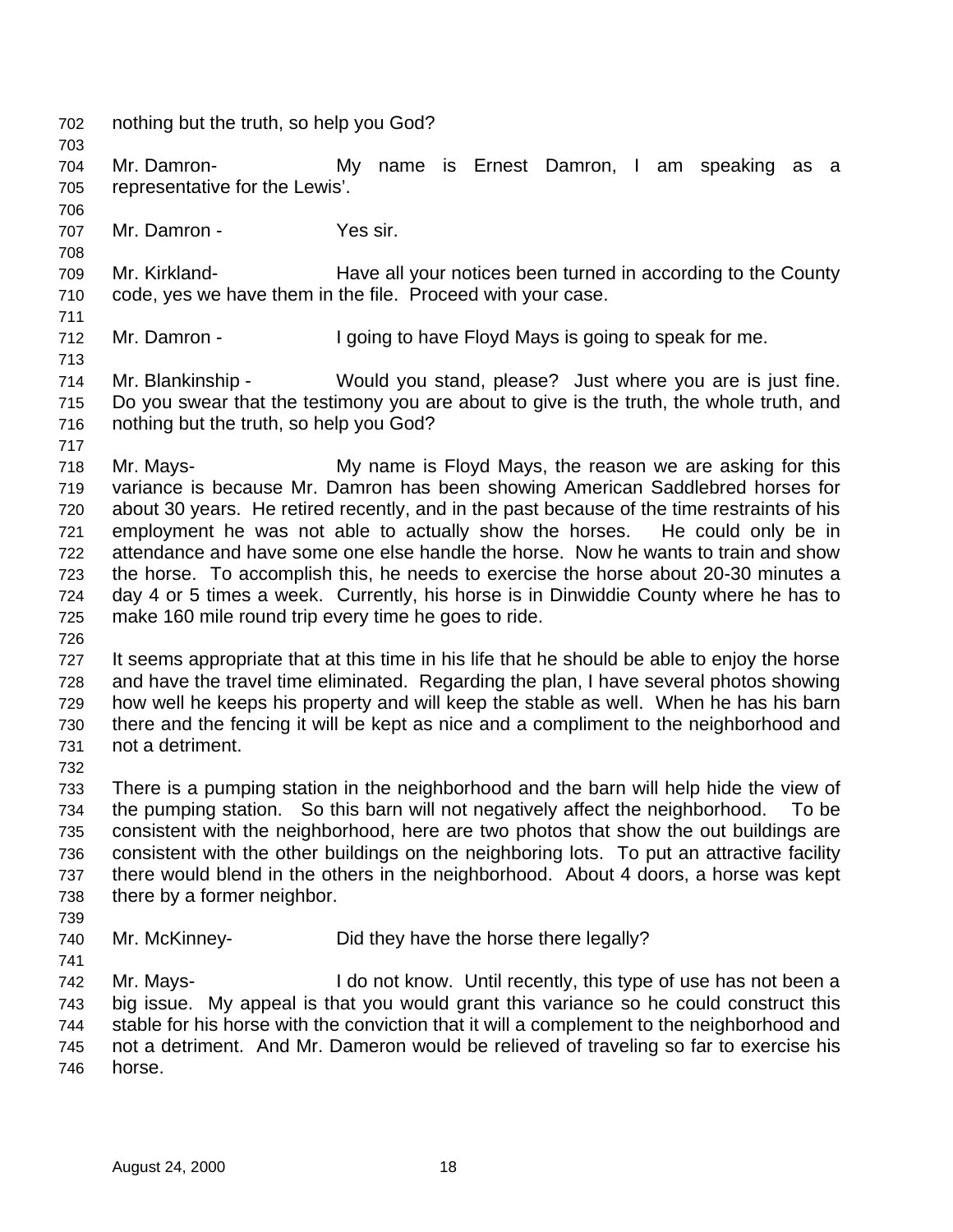nothing but the truth, so help you God?

Mr. Damron- My name is Ernest Damron, I am speaking as a representative for the Lewis'.

Mr. Damron - Yes sir.

Mr. Kirkland- Have all your notices been turned in according to the County code, yes we have them in the file. Proceed with your case.

Mr. Damron - I going to have Floyd Mays is going to speak for me.

Mr. Blankinship - Would you stand, please? Just where you are is just fine. Do you swear that the testimony you are about to give is the truth, the whole truth, and nothing but the truth, so help you God?

Mr. Mays- My name is Floyd Mays, the reason we are asking for this variance is because Mr. Damron has been showing American Saddlebred horses for about 30 years. He retired recently, and in the past because of the time restraints of his employment he was not able to actually show the horses. He could only be in attendance and have some one else handle the horse. Now he wants to train and show the horse. To accomplish this, he needs to exercise the horse about 20-30 minutes a day 4 or 5 times a week. Currently, his horse is in Dinwiddie County where he has to make 160 mile round trip every time he goes to ride.

It seems appropriate that at this time in his life that he should be able to enjoy the horse and have the travel time eliminated. Regarding the plan, I have several photos showing how well he keeps his property and will keep the stable as well. When he has his barn there and the fencing it will be kept as nice and a compliment to the neighborhood and not a detriment.

There is a pumping station in the neighborhood and the barn will help hide the view of the pumping station. So this barn will not negatively affect the neighborhood. To be consistent with the neighborhood, here are two photos that show the out buildings are consistent with the other buildings on the neighboring lots. To put an attractive facility there would blend in the others in the neighborhood. About 4 doors, a horse was kept there by a former neighbor.

Mr. McKinney- Did they have the horse there legally?

Mr. Mays- I do not know. Until recently, this type of use has not been a big issue. My appeal is that you would grant this variance so he could construct this stable for his horse with the conviction that it will a complement to the neighborhood and not a detriment. And Mr. Dameron would be relieved of traveling so far to exercise his horse.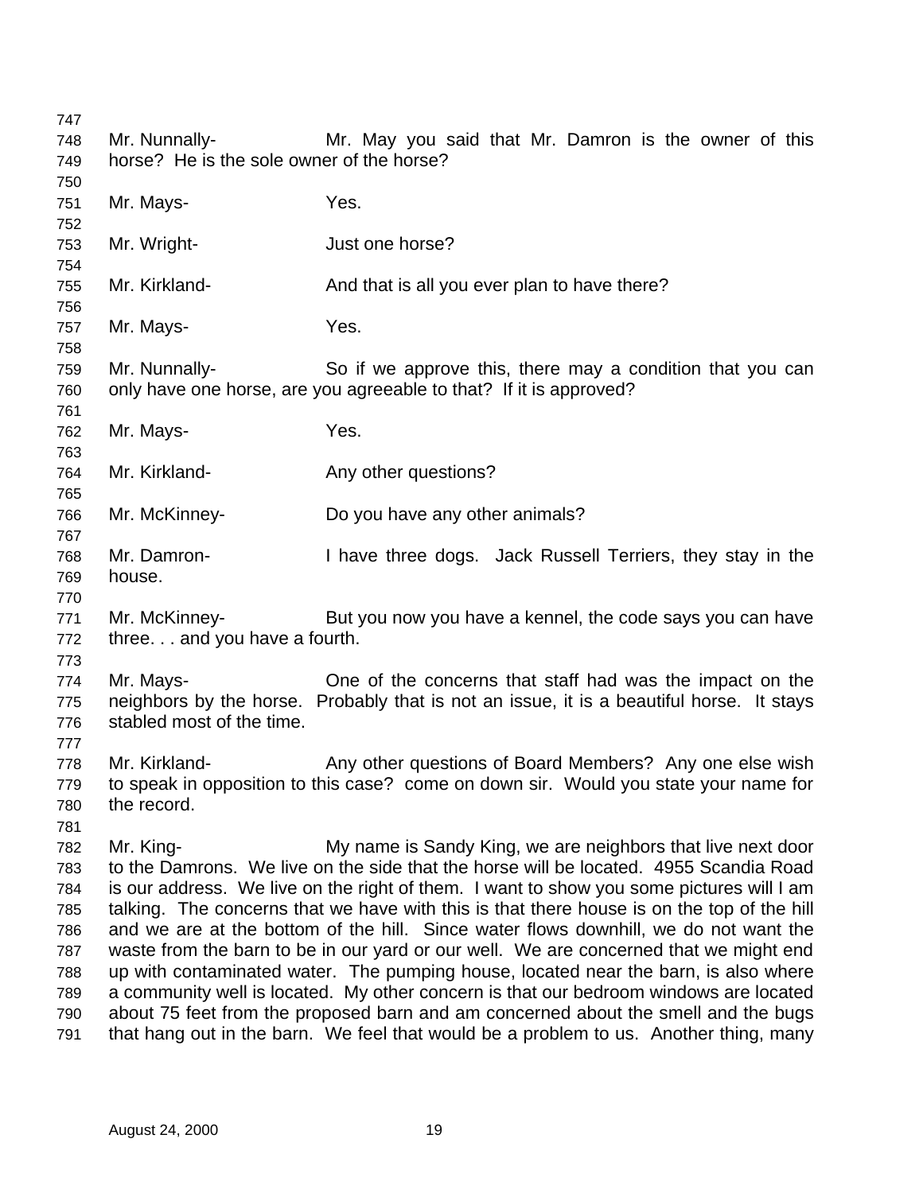Mr. Nunnally- Mr. May you said that Mr. Damron is the owner of this horse? He is the sole owner of the horse?

Mr. Mays- Yes.

Mr. Wright- Just one horse?

Mr. Kirkland- And that is all you ever plan to have there?

Mr. Mays- Yes.

Mr. Nunnally- So if we approve this, there may a condition that you can only have one horse, are you agreeable to that? If it is approved?

Mr. Mays- Yes.

Mr. Kirkland- Any other questions?

Mr. McKinney- Do you have any other animals?

Mr. Damron- I have three dogs. Jack Russell Terriers, they stay in the house.

Mr. McKinney- But you now you have a kennel, the code says you can have three. . . and you have a fourth.

Mr. Mays- One of the concerns that staff had was the impact on the neighbors by the horse. Probably that is not an issue, it is a beautiful horse. It stays stabled most of the time.

Mr. Kirkland- Any other questions of Board Members? Any one else wish to speak in opposition to this case? come on down sir. Would you state your name for the record.

Mr. King- My name is Sandy King, we are neighbors that live next door to the Damrons. We live on the side that the horse will be located. 4955 Scandia Road is our address. We live on the right of them. I want to show you some pictures will I am talking. The concerns that we have with this is that there house is on the top of the hill and we are at the bottom of the hill. Since water flows downhill, we do not want the waste from the barn to be in our yard or our well. We are concerned that we might end up with contaminated water. The pumping house, located near the barn, is also where a community well is located. My other concern is that our bedroom windows are located about 75 feet from the proposed barn and am concerned about the smell and the bugs that hang out in the barn. We feel that would be a problem to us. Another thing, many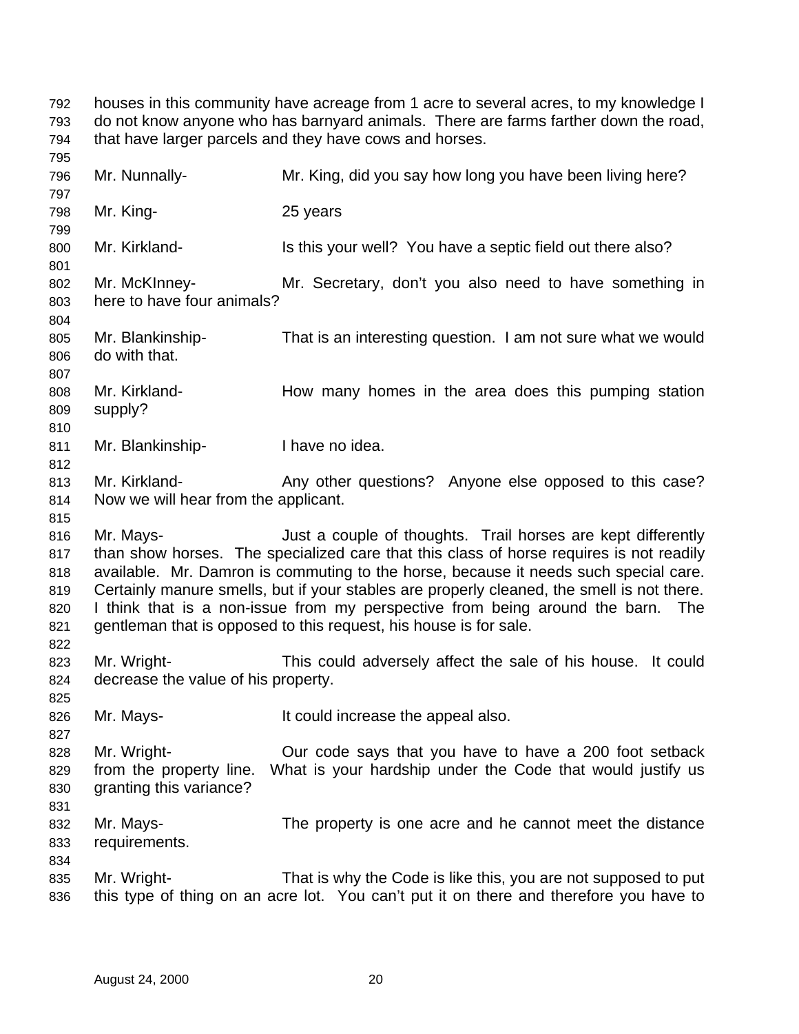houses in this community have acreage from 1 acre to several acres, to my knowledge I do not know anyone who has barnyard animals. There are farms farther down the road, that have larger parcels and they have cows and horses.

Mr. Nunnally- Mr. King, did you say how long you have been living here?

Mr. King- 25 years

Mr. Kirkland- Is this your well? You have a septic field out there also?

Mr. McKInney- Mr. Secretary, don't you also need to have something in here to have four animals?

Mr. Blankinship- That is an interesting question. I am not sure what we would do with that.

Mr. Kirkland- How many homes in the area does this pumping station supply?

Mr. Blankinship- I have no idea.

Mr. Kirkland- Any other questions? Anyone else opposed to this case? Now we will hear from the applicant.

Mr. Mays- Just a couple of thoughts. Trail horses are kept differently than show horses. The specialized care that this class of horse requires is not readily available. Mr. Damron is commuting to the horse, because it needs such special care. Certainly manure smells, but if your stables are properly cleaned, the smell is not there. I think that is a non-issue from my perspective from being around the barn. The gentleman that is opposed to this request, his house is for sale.

Mr. Wright- This could adversely affect the sale of his house. It could decrease the value of his property.

Mr. Mays- It could increase the appeal also.

Mr. Wright- Our code says that you have to have a 200 foot setback from the property line. What is your hardship under the Code that would justify us granting this variance?

Mr. Mays- The property is one acre and he cannot meet the distance requirements.

Mr. Wright- That is why the Code is like this, you are not supposed to put this type of thing on an acre lot. You can't put it on there and therefore you have to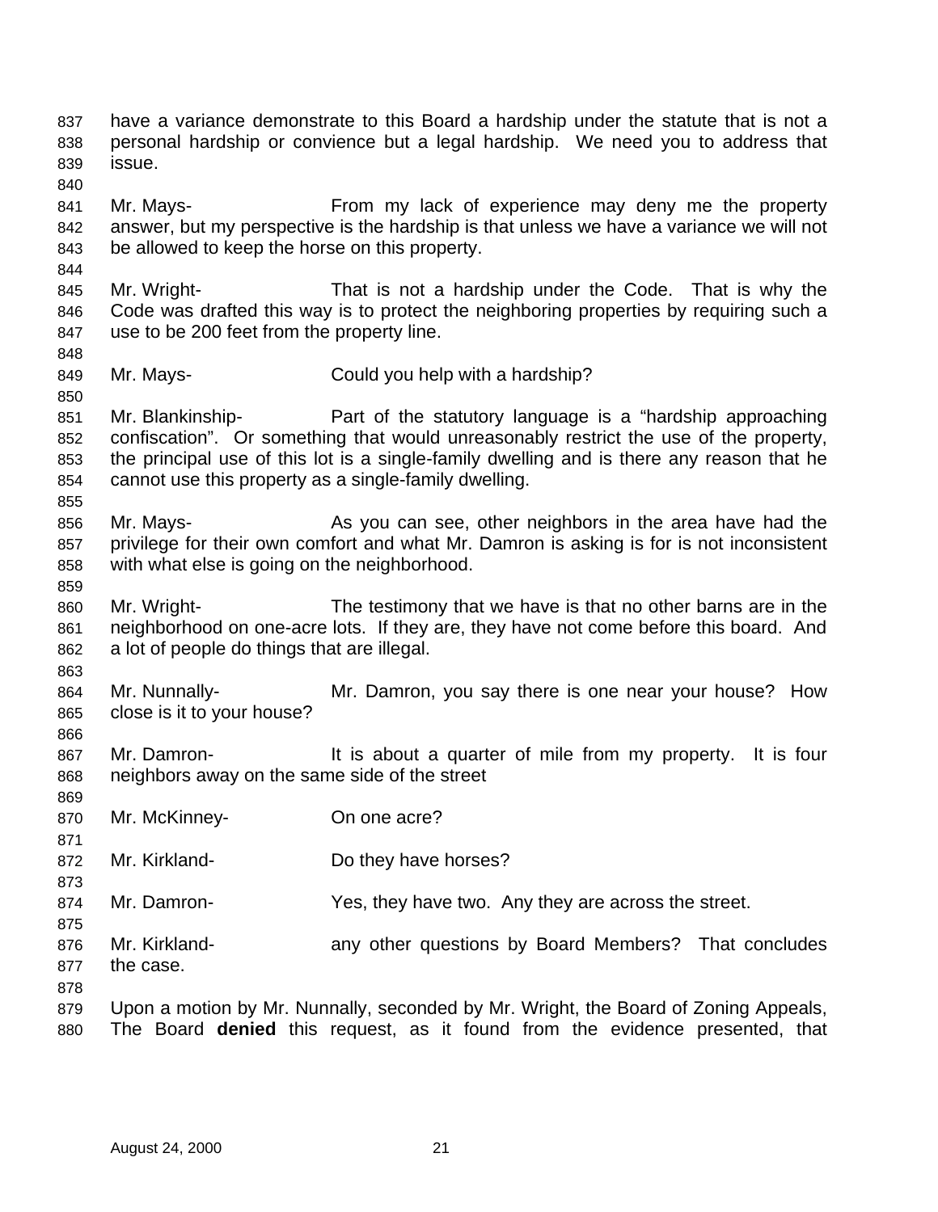have a variance demonstrate to this Board a hardship under the statute that is not a personal hardship or convience but a legal hardship. We need you to address that issue.

Mr. Mays- From my lack of experience may deny me the property answer, but my perspective is the hardship is that unless we have a variance we will not be allowed to keep the horse on this property.

Mr. Wright- That is not a hardship under the Code. That is why the Code was drafted this way is to protect the neighboring properties by requiring such a use to be 200 feet from the property line.

Mr. Mays- Could you help with a hardship?

Mr. Blankinship- Part of the statutory language is a "hardship approaching confiscation". Or something that would unreasonably restrict the use of the property, the principal use of this lot is a single-family dwelling and is there any reason that he cannot use this property as a single-family dwelling.

Mr. Mays- As you can see, other neighbors in the area have had the privilege for their own comfort and what Mr. Damron is asking is for is not inconsistent with what else is going on the neighborhood.

Mr. Wright- The testimony that we have is that no other barns are in the neighborhood on one-acre lots. If they are, they have not come before this board. And a lot of people do things that are illegal.

Mr. Nunnally- Mr. Damron, you say there is one near your house? How close is it to your house?

Mr. Damron- It is about a quarter of mile from my property. It is four neighbors away on the same side of the street

Mr. McKinney- On one acre?

Mr. Kirkland- Do they have horses?

Mr. Damron- Yes, they have two. Any they are across the street.

Mr. Kirkland- any other questions by Board Members? That concludes the case.

Upon a motion by Mr. Nunnally, seconded by Mr. Wright, the Board of Zoning Appeals, The Board **denied** this request, as it found from the evidence presented, that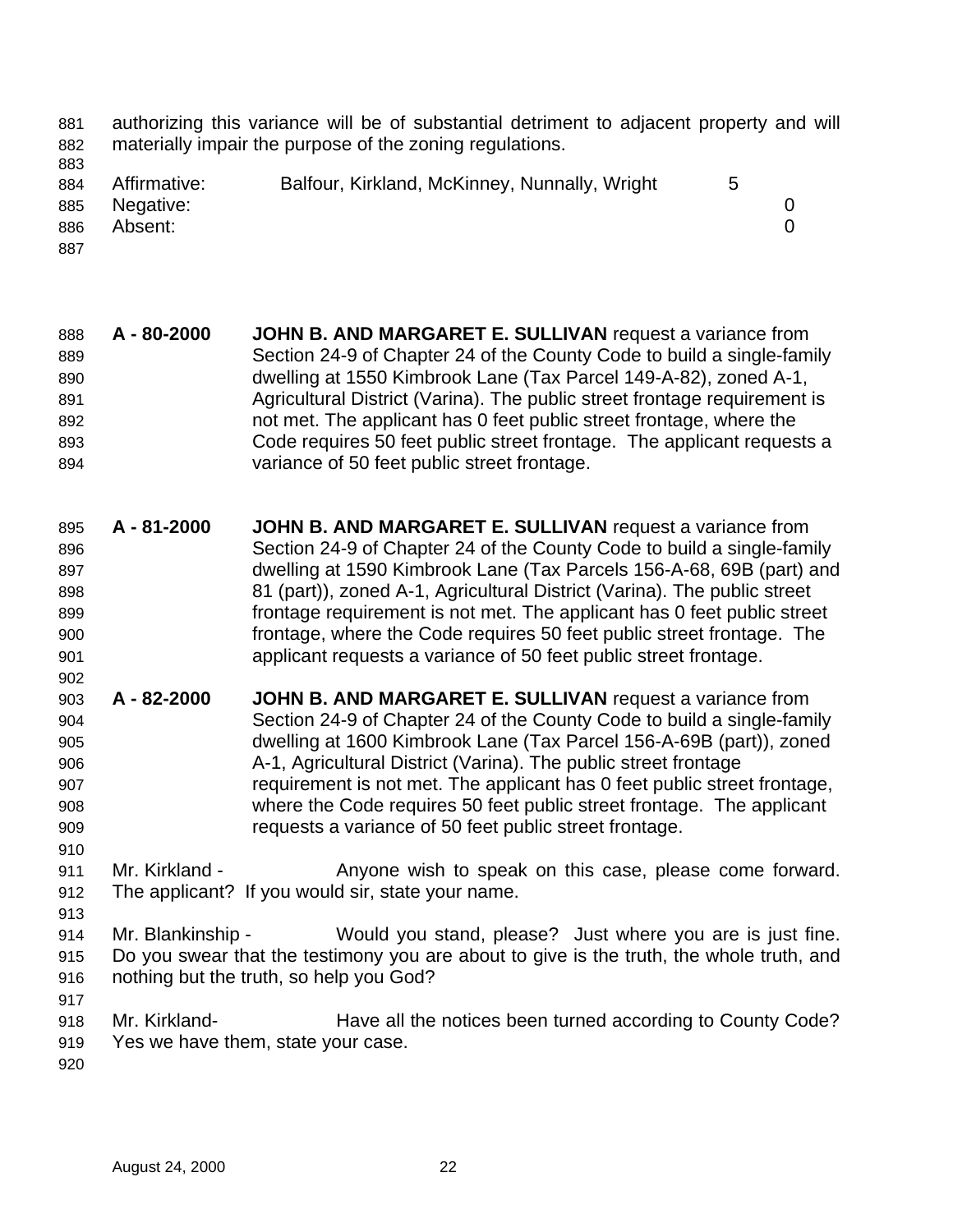authorizing this variance will be of substantial detriment to adjacent property and will materially impair the purpose of the zoning regulations.

| | | |
|---|---|---|
| Affirmative: | Balfour, Kirkland, McKinney, Nunnally, Wright | 5 |
| Negative: | | 0 |
| Absent: | | 0 |

**A - 80-2000** **JOHN B. AND MARGARET E. SULLIVAN** request a variance from Section 24-9 of Chapter 24 of the County Code to build a single-family dwelling at 1550 Kimbrook Lane (Tax Parcel 149-A-82), zoned A-1, Agricultural District (Varina). The public street frontage requirement is not met. The applicant has 0 feet public street frontage, where the Code requires 50 feet public street frontage. The applicant requests a variance of 50 feet public street frontage.

**A - 81-2000** **JOHN B. AND MARGARET E. SULLIVAN** request a variance from Section 24-9 of Chapter 24 of the County Code to build a single-family dwelling at 1590 Kimbrook Lane (Tax Parcels 156-A-68, 69B (part) and 81 (part)), zoned A-1, Agricultural District (Varina). The public street frontage requirement is not met. The applicant has 0 feet public street frontage, where the Code requires 50 feet public street frontage. The applicant requests a variance of 50 feet public street frontage.

**A - 82-2000** **JOHN B. AND MARGARET E. SULLIVAN** request a variance from Section 24-9 of Chapter 24 of the County Code to build a single-family dwelling at 1600 Kimbrook Lane (Tax Parcel 156-A-69B (part)), zoned A-1, Agricultural District (Varina). The public street frontage requirement is not met. The applicant has 0 feet public street frontage, where the Code requires 50 feet public street frontage. The applicant requests a variance of 50 feet public street frontage.

Mr. Kirkland - Anyone wish to speak on this case, please come forward. The applicant? If you would sir, state your name.

Mr. Blankinship - Would you stand, please? Just where you are is just fine. Do you swear that the testimony you are about to give is the truth, the whole truth, and nothing but the truth, so help you God?

Mr. Kirkland- Have all the notices been turned according to County Code? Yes we have them, state your case.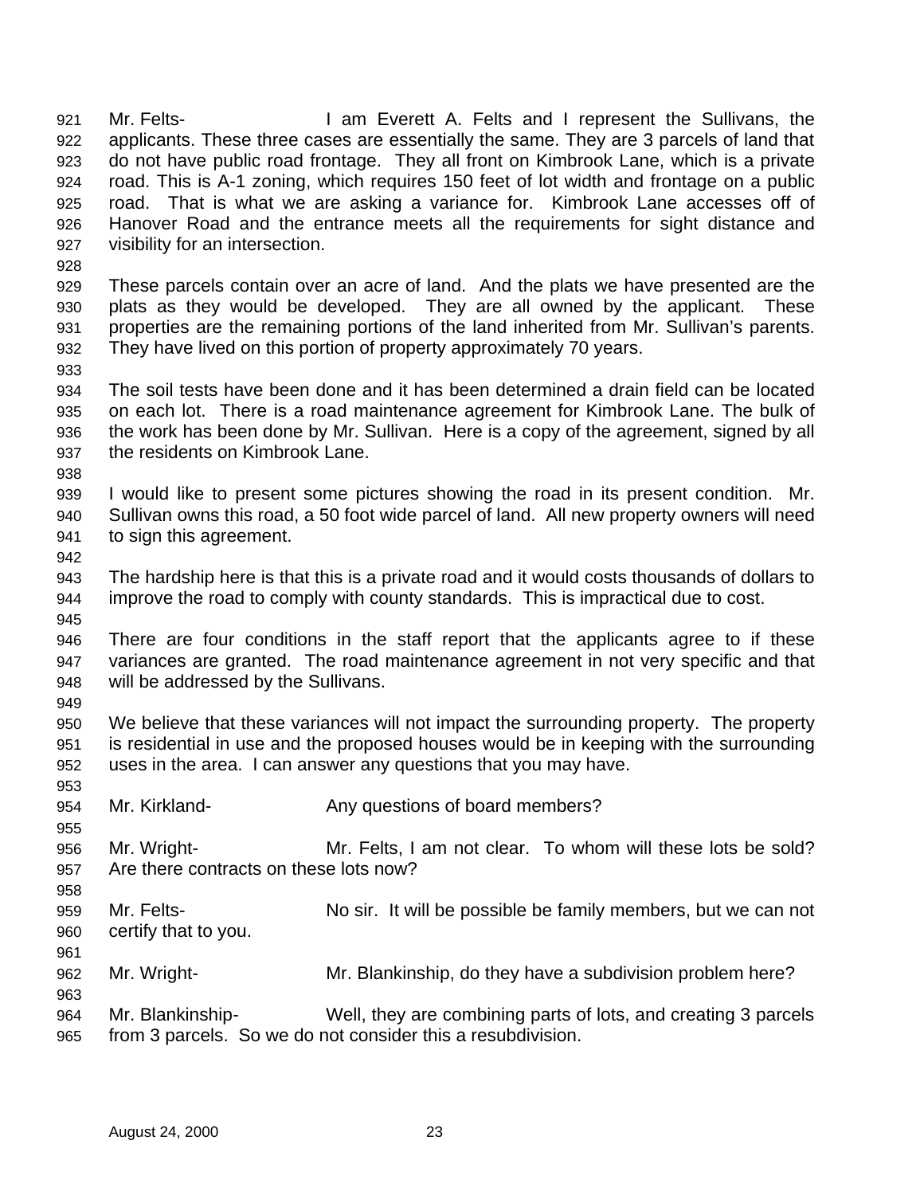Mr. Felts- I am Everett A. Felts and I represent the Sullivans, the applicants. These three cases are essentially the same. They are 3 parcels of land that do not have public road frontage. They all front on Kimbrook Lane, which is a private road. This is A-1 zoning, which requires 150 feet of lot width and frontage on a public road. That is what we are asking a variance for. Kimbrook Lane accesses off of Hanover Road and the entrance meets all the requirements for sight distance and visibility for an intersection.

These parcels contain over an acre of land. And the plats we have presented are the plats as they would be developed. They are all owned by the applicant. These properties are the remaining portions of the land inherited from Mr. Sullivan's parents. They have lived on this portion of property approximately 70 years.

The soil tests have been done and it has been determined a drain field can be located on each lot. There is a road maintenance agreement for Kimbrook Lane. The bulk of the work has been done by Mr. Sullivan. Here is a copy of the agreement, signed by all the residents on Kimbrook Lane.

I would like to present some pictures showing the road in its present condition. Mr. Sullivan owns this road, a 50 foot wide parcel of land. All new property owners will need to sign this agreement.

The hardship here is that this is a private road and it would costs thousands of dollars to improve the road to comply with county standards. This is impractical due to cost.

There are four conditions in the staff report that the applicants agree to if these variances are granted. The road maintenance agreement in not very specific and that will be addressed by the Sullivans.

We believe that these variances will not impact the surrounding property. The property is residential in use and the proposed houses would be in keeping with the surrounding uses in the area. I can answer any questions that you may have.

Mr. Kirkland- Any questions of board members?

Mr. Wright- Mr. Felts, I am not clear. To whom will these lots be sold? Are there contracts on these lots now?

Mr. Felts- No sir. It will be possible be family members, but we can not certify that to you.

Mr. Wright- Mr. Blankinship, do they have a subdivision problem here?

Mr. Blankinship- Well, they are combining parts of lots, and creating 3 parcels from 3 parcels. So we do not consider this a resubdivision.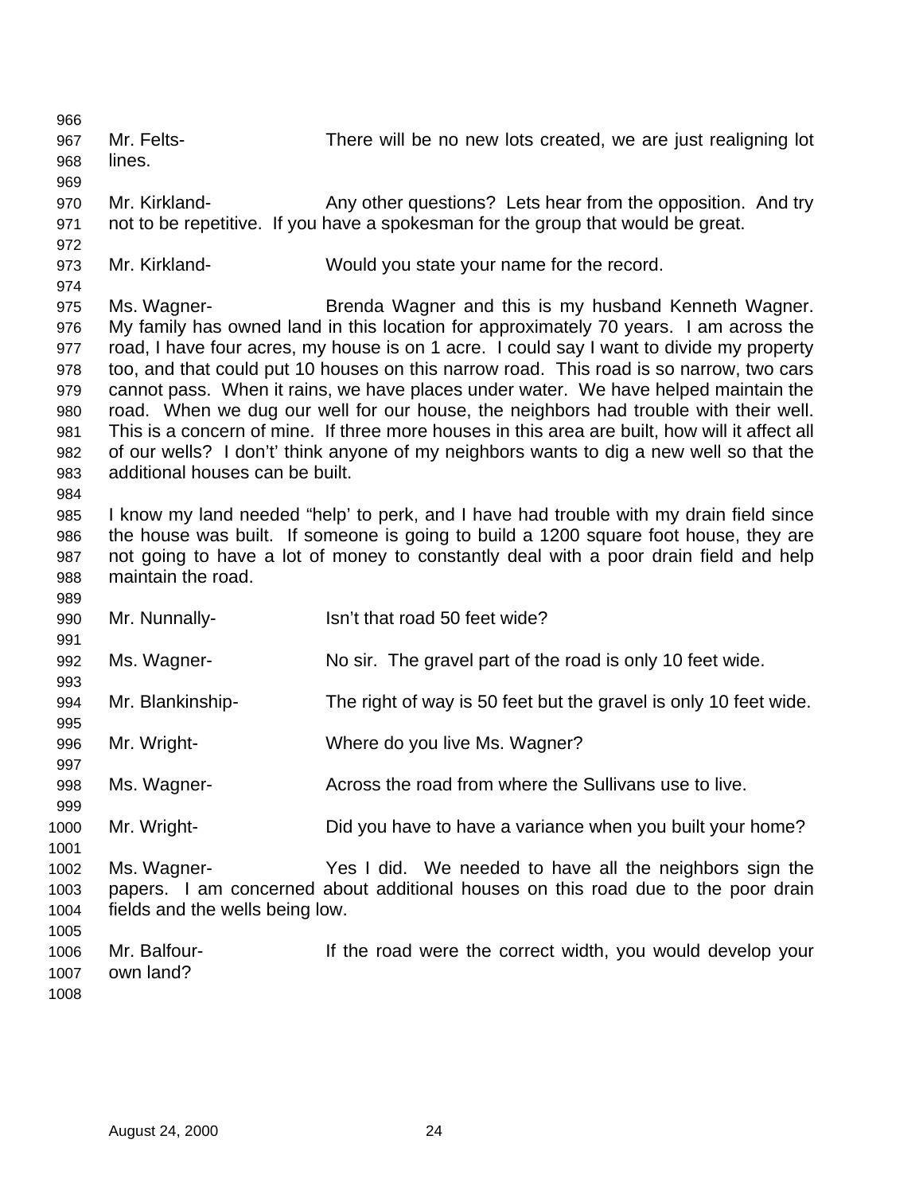Mr. Felts- There will be no new lots created, we are just realigning lot lines.

Mr. Kirkland- Any other questions? Lets hear from the opposition. And try not to be repetitive. If you have a spokesman for the group that would be great.

Mr. Kirkland- Would you state your name for the record.

Ms. Wagner- Brenda Wagner and this is my husband Kenneth Wagner. My family has owned land in this location for approximately 70 years. I am across the road, I have four acres, my house is on 1 acre. I could say I want to divide my property too, and that could put 10 houses on this narrow road. This road is so narrow, two cars cannot pass. When it rains, we have places under water. We have helped maintain the road. When we dug our well for our house, the neighbors had trouble with their well. This is a concern of mine. If three more houses in this area are built, how will it affect all of our wells? I don't' think anyone of my neighbors wants to dig a new well so that the additional houses can be built.

I know my land needed "help' to perk, and I have had trouble with my drain field since the house was built. If someone is going to build a 1200 square foot house, they are not going to have a lot of money to constantly deal with a poor drain field and help maintain the road.

Mr. Nunnally- Isn't that road 50 feet wide?

Ms. Wagner- No sir. The gravel part of the road is only 10 feet wide.

Mr. Blankinship- The right of way is 50 feet but the gravel is only 10 feet wide.

Mr. Wright- Where do you live Ms. Wagner?

Ms. Wagner- Across the road from where the Sullivans use to live.

Mr. Wright- Did you have to have a variance when you built your home?

Ms. Wagner- Yes I did. We needed to have all the neighbors sign the papers. I am concerned about additional houses on this road due to the poor drain fields and the wells being low.

Mr. Balfour- If the road were the correct width, you would develop your own land?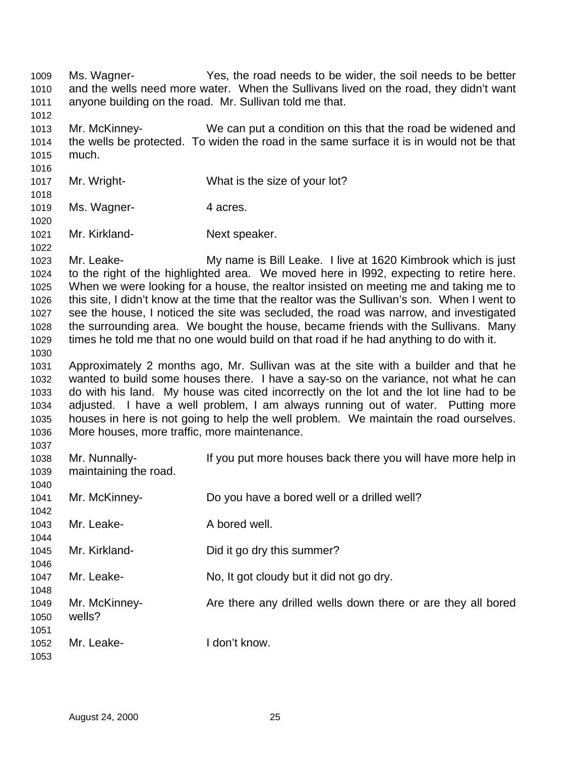Ms. Wagner- Yes, the road needs to be wider, the soil needs to be better and the wells need more water. When the Sullivans lived on the road, they didn't want anyone building on the road. Mr. Sullivan told me that.

Mr. McKinney- We can put a condition on this that the road be widened and the wells be protected. To widen the road in the same surface it is in would not be that much.

Mr. Wright- What is the size of your lot?

Ms. Wagner- 4 acres.

Mr. Kirkland- Next speaker.

Mr. Leake- My name is Bill Leake. I live at 1620 Kimbrook which is just to the right of the highlighted area. We moved here in l992, expecting to retire here. When we were looking for a house, the realtor insisted on meeting me and taking me to this site, I didn't know at the time that the realtor was the Sullivan's son. When I went to see the house, I noticed the site was secluded, the road was narrow, and investigated the surrounding area. We bought the house, became friends with the Sullivans. Many times he told me that no one would build on that road if he had anything to do with it.

Approximately 2 months ago, Mr. Sullivan was at the site with a builder and that he wanted to build some houses there. I have a say-so on the variance, not what he can do with his land. My house was cited incorrectly on the lot and the lot line had to be adjusted. I have a well problem, I am always running out of water. Putting more houses in here is not going to help the well problem. We maintain the road ourselves. More houses, more traffic, more maintenance.

Mr. Nunnally- If you put more houses back there you will have more help in maintaining the road.

Mr. McKinney- Do you have a bored well or a drilled well?

Mr. Leake- A bored well.

Mr. Kirkland- Did it go dry this summer?

Mr. Leake- No, It got cloudy but it did not go dry.

Mr. McKinney- Are there any drilled wells down there or are they all bored wells?

Mr. Leake- I don't know.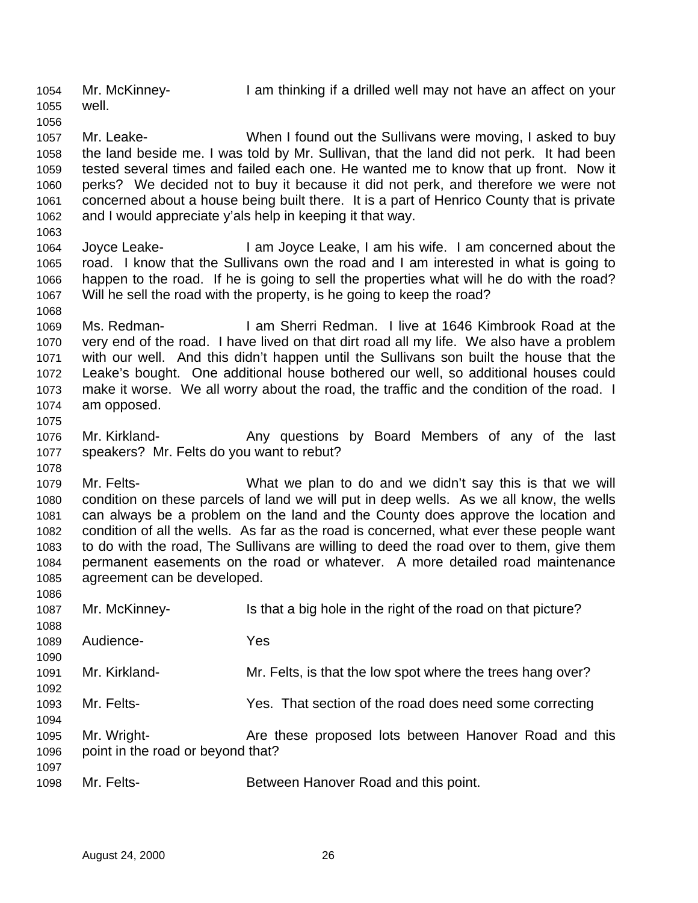Mr. McKinney- I am thinking if a drilled well may not have an affect on your well.

Mr. Leake- When I found out the Sullivans were moving, I asked to buy the land beside me. I was told by Mr. Sullivan, that the land did not perk. It had been tested several times and failed each one. He wanted me to know that up front. Now it perks? We decided not to buy it because it did not perk, and therefore we were not concerned about a house being built there. It is a part of Henrico County that is private and I would appreciate y'als help in keeping it that way.

Joyce Leake- I am Joyce Leake, I am his wife. I am concerned about the road. I know that the Sullivans own the road and I am interested in what is going to happen to the road. If he is going to sell the properties what will he do with the road? Will he sell the road with the property, is he going to keep the road?

Ms. Redman- I am Sherri Redman. I live at 1646 Kimbrook Road at the very end of the road. I have lived on that dirt road all my life. We also have a problem with our well. And this didn't happen until the Sullivans son built the house that the Leake's bought. One additional house bothered our well, so additional houses could make it worse. We all worry about the road, the traffic and the condition of the road. I am opposed.

Mr. Kirkland- Any questions by Board Members of any of the last speakers? Mr. Felts do you want to rebut?

Mr. Felts- What we plan to do and we didn't say this is that we will condition on these parcels of land we will put in deep wells. As we all know, the wells can always be a problem on the land and the County does approve the location and condition of all the wells. As far as the road is concerned, what ever these people want to do with the road, The Sullivans are willing to deed the road over to them, give them permanent easements on the road or whatever. A more detailed road maintenance agreement can be developed.

Mr. McKinney- Is that a big hole in the right of the road on that picture?

Audience- Yes

Mr. Kirkland- Mr. Felts, is that the low spot where the trees hang over?

Mr. Felts- Yes. That section of the road does need some correcting

Mr. Wright- Are these proposed lots between Hanover Road and this point in the road or beyond that?

Mr. Felts- Between Hanover Road and this point.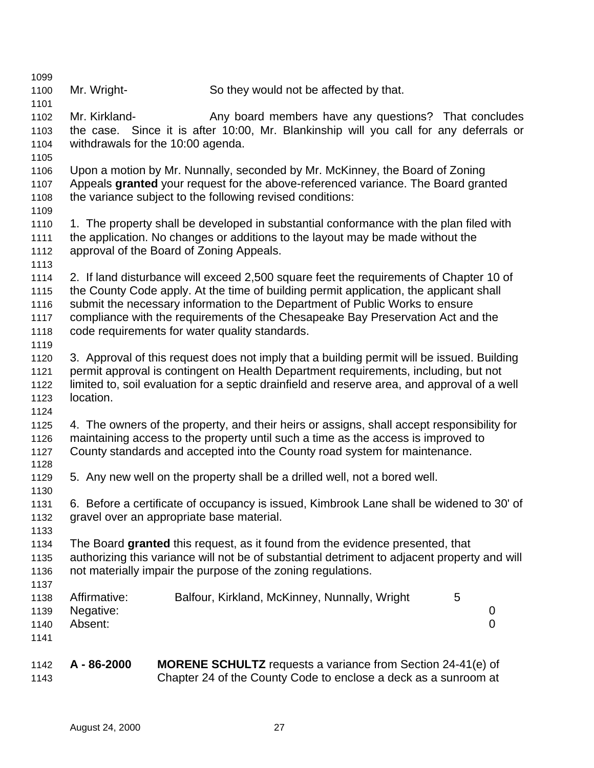Mr. Wright- So they would not be affected by that.

Mr. Kirkland- Any board members have any questions? That concludes the case. Since it is after 10:00, Mr. Blankinship will you call for any deferrals or withdrawals for the 10:00 agenda.

Upon a motion by Mr. Nunnally, seconded by Mr. McKinney, the Board of Zoning Appeals **granted** your request for the above-referenced variance. The Board granted the variance subject to the following revised conditions:

1. The property shall be developed in substantial conformance with the plan filed with the application. No changes or additions to the layout may be made without the approval of the Board of Zoning Appeals.

2. If land disturbance will exceed 2,500 square feet the requirements of Chapter 10 of the County Code apply. At the time of building permit application, the applicant shall submit the necessary information to the Department of Public Works to ensure compliance with the requirements of the Chesapeake Bay Preservation Act and the code requirements for water quality standards.

3. Approval of this request does not imply that a building permit will be issued. Building permit approval is contingent on Health Department requirements, including, but not limited to, soil evaluation for a septic drainfield and reserve area, and approval of a well location.

4. The owners of the property, and their heirs or assigns, shall accept responsibility for maintaining access to the property until such a time as the access is improved to County standards and accepted into the County road system for maintenance.

5. Any new well on the property shall be a drilled well, not a bored well.

6. Before a certificate of occupancy is issued, Kimbrook Lane shall be widened to 30' of gravel over an appropriate base material.

The Board **granted** this request, as it found from the evidence presented, that authorizing this variance will not be of substantial detriment to adjacent property and will not materially impair the purpose of the zoning regulations.

| | | |
|---|---|---|
| Affirmative: | Balfour, Kirkland, McKinney, Nunnally, Wright | 5 |
| Negative: | | 0 |
| Absent: | | 0 |

**A - 86-2000** **MORENE SCHULTZ** requests a variance from Section 24-41(e) of Chapter 24 of the County Code to enclose a deck as a sunroom at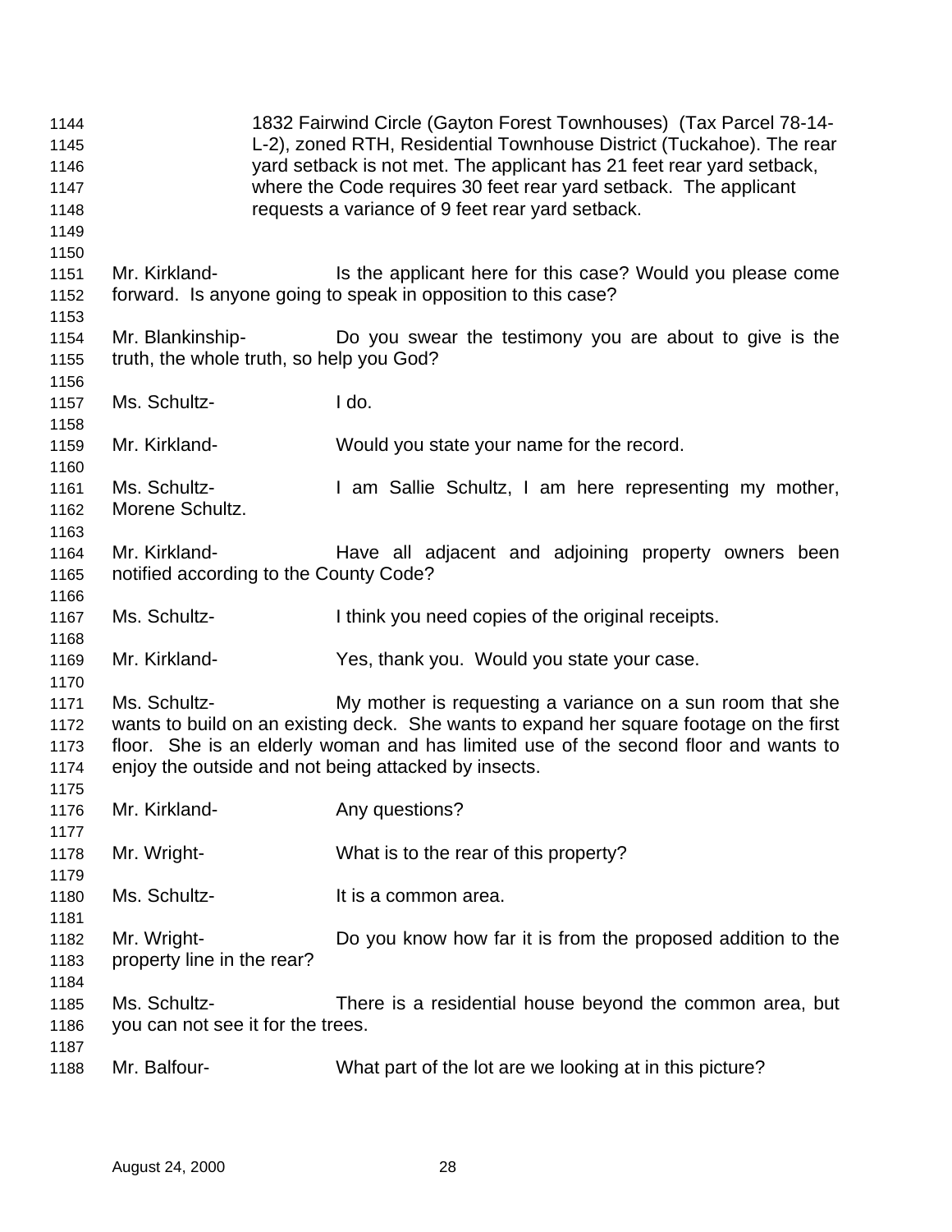1832 Fairwind Circle (Gayton Forest Townhouses) (Tax Parcel 78-14-L-2), zoned RTH, Residential Townhouse District (Tuckahoe). The rear yard setback is not met. The applicant has 21 feet rear yard setback, where the Code requires 30 feet rear yard setback. The applicant requests a variance of 9 feet rear yard setback.

Mr. Kirkland- Is the applicant here for this case? Would you please come forward. Is anyone going to speak in opposition to this case?

Mr. Blankinship- Do you swear the testimony you are about to give is the truth, the whole truth, so help you God?

Ms. Schultz- I do.

Mr. Kirkland- Would you state your name for the record.

Ms. Schultz- I am Sallie Schultz, I am here representing my mother, Morene Schultz.

Mr. Kirkland- Have all adjacent and adjoining property owners been notified according to the County Code?

Ms. Schultz- I think you need copies of the original receipts.

Mr. Kirkland- Yes, thank you. Would you state your case.

Ms. Schultz- My mother is requesting a variance on a sun room that she wants to build on an existing deck. She wants to expand her square footage on the first floor. She is an elderly woman and has limited use of the second floor and wants to enjoy the outside and not being attacked by insects.

Mr. Kirkland- Any questions?

Mr. Wright- What is to the rear of this property?

Ms. Schultz- It is a common area.

Mr. Wright- Do you know how far it is from the proposed addition to the property line in the rear?

Ms. Schultz- There is a residential house beyond the common area, but you can not see it for the trees.

Mr. Balfour- What part of the lot are we looking at in this picture?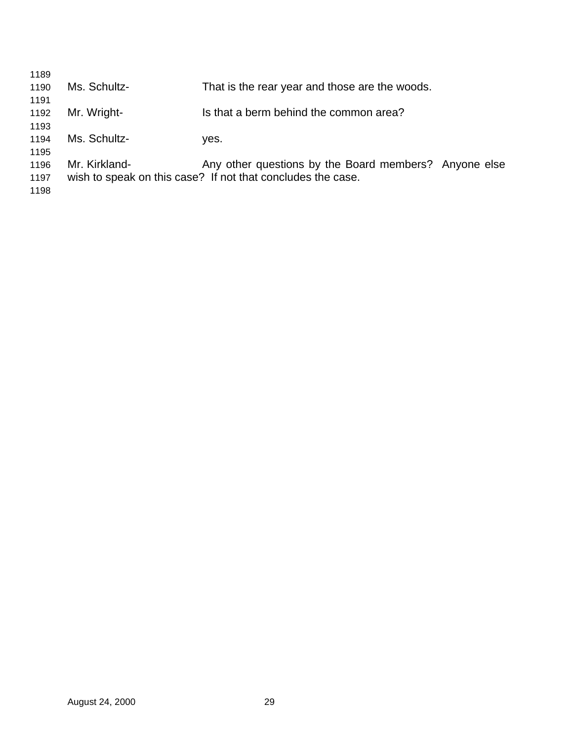1189

1190 Ms. Schultz- That is the rear year and those are the woods.

1191

1192 Mr. Wright- Is that a berm behind the common area?

1193

1194 Ms. Schultz- yes.

1195

1196 Mr. Kirkland- Any other questions by the Board members? Anyone else
1197 wish to speak on this case? If not that concludes the case.

1198

August 24, 2000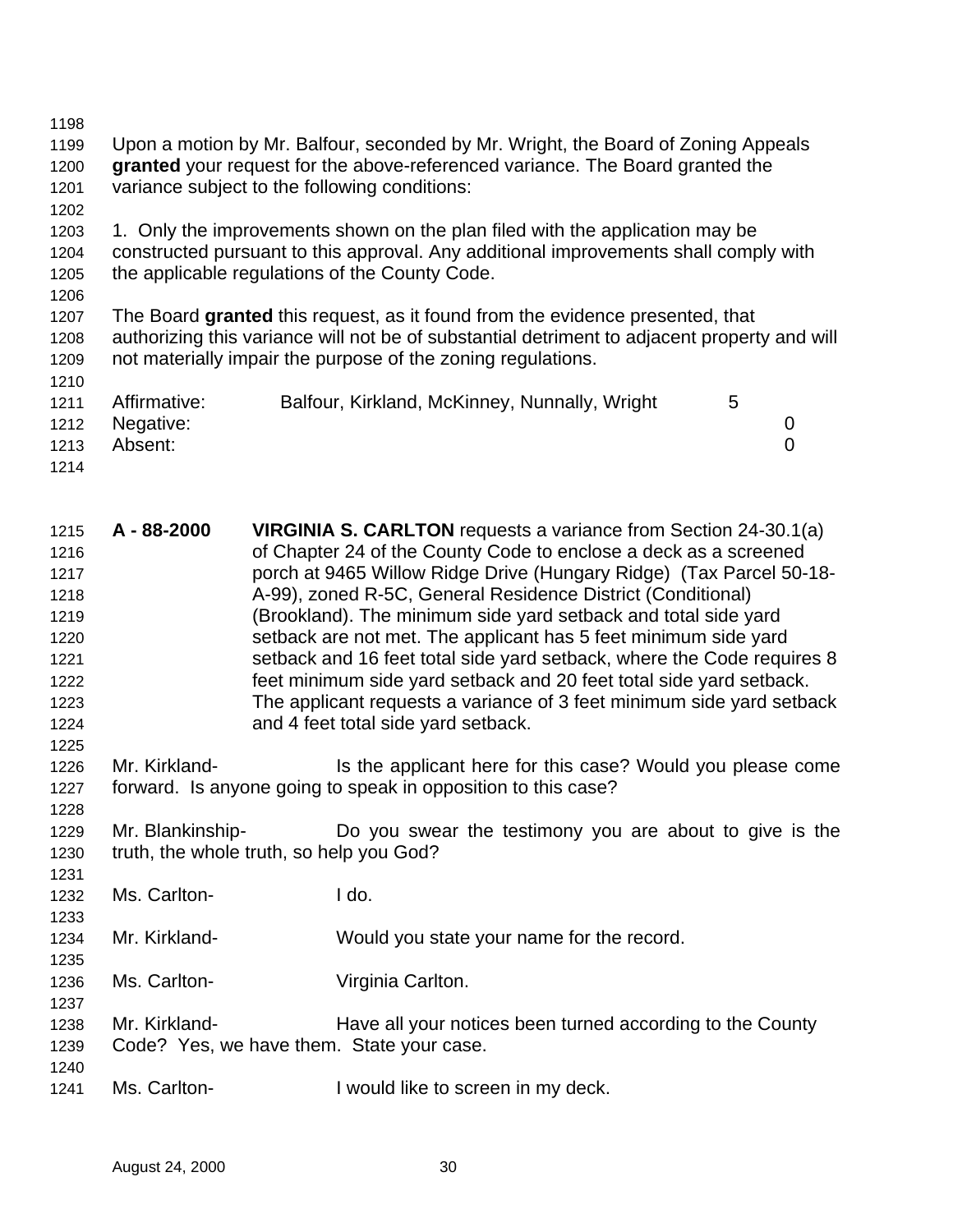Upon a motion by Mr. Balfour, seconded by Mr. Wright, the Board of Zoning Appeals **granted** your request for the above-referenced variance. The Board granted the variance subject to the following conditions:

1. Only the improvements shown on the plan filed with the application may be constructed pursuant to this approval. Any additional improvements shall comply with the applicable regulations of the County Code.

The Board **granted** this request, as it found from the evidence presented, that authorizing this variance will not be of substantial detriment to adjacent property and will not materially impair the purpose of the zoning regulations.

| | | |
|---|---|---|
| Affirmative: | Balfour, Kirkland, McKinney, Nunnally, Wright | 5 |
| Negative: | | 0 |
| Absent: | | 0 |

**A - 88-2000** **VIRGINIA S. CARLTON** requests a variance from Section 24-30.1(a) of Chapter 24 of the County Code to enclose a deck as a screened porch at 9465 Willow Ridge Drive (Hungary Ridge) (Tax Parcel 50-18-A-99), zoned R-5C, General Residence District (Conditional) (Brookland). The minimum side yard setback and total side yard setback are not met. The applicant has 5 feet minimum side yard setback and 16 feet total side yard setback, where the Code requires 8 feet minimum side yard setback and 20 feet total side yard setback. The applicant requests a variance of 3 feet minimum side yard setback and 4 feet total side yard setback.

Mr. Kirkland- Is the applicant here for this case? Would you please come forward. Is anyone going to speak in opposition to this case?

Mr. Blankinship- Do you swear the testimony you are about to give is the truth, the whole truth, so help you God?

Ms. Carlton- I do.

Mr. Kirkland- Would you state your name for the record.

Ms. Carlton- Virginia Carlton.

Mr. Kirkland- Have all your notices been turned according to the County Code? Yes, we have them. State your case.

Ms. Carlton- I would like to screen in my deck.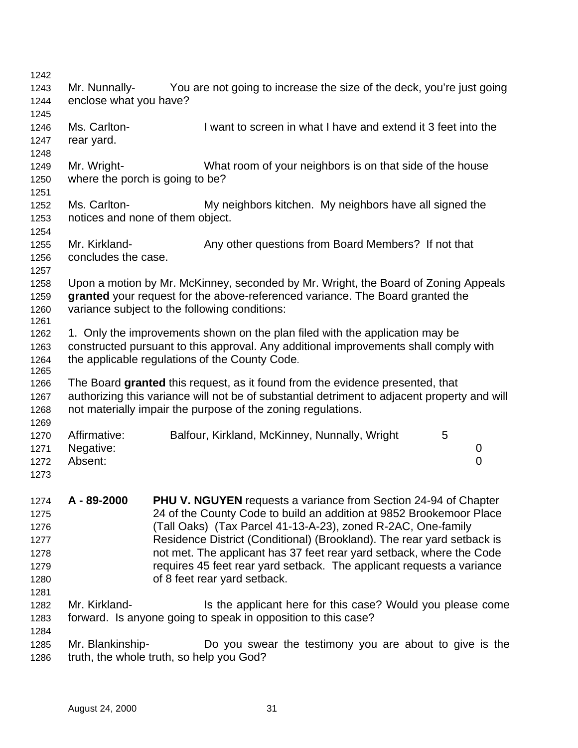Mr. Nunnally- You are not going to increase the size of the deck, you're just going enclose what you have?

Ms. Carlton- I want to screen in what I have and extend it 3 feet into the rear yard.

Mr. Wright- What room of your neighbors is on that side of the house where the porch is going to be?

Ms. Carlton- My neighbors kitchen. My neighbors have all signed the notices and none of them object.

Mr. Kirkland- Any other questions from Board Members? If not that concludes the case.

Upon a motion by Mr. McKinney, seconded by Mr. Wright, the Board of Zoning Appeals **granted** your request for the above-referenced variance. The Board granted the variance subject to the following conditions:

1. Only the improvements shown on the plan filed with the application may be constructed pursuant to this approval. Any additional improvements shall comply with the applicable regulations of the County Code.

The Board **granted** this request, as it found from the evidence presented, that authorizing this variance will not be of substantial detriment to adjacent property and will not materially impair the purpose of the zoning regulations.

| | | |
|---|---|---|
| Affirmative: | Balfour, Kirkland, McKinney, Nunnally, Wright | 5 |
| Negative: | | 0 |
| Absent: | | 0 |

**A - 89-2000** **PHU V. NGUYEN** requests a variance from Section 24-94 of Chapter 24 of the County Code to build an addition at 9852 Brookemoor Place (Tall Oaks) (Tax Parcel 41-13-A-23), zoned R-2AC, One-family Residence District (Conditional) (Brookland). The rear yard setback is not met. The applicant has 37 feet rear yard setback, where the Code requires 45 feet rear yard setback. The applicant requests a variance of 8 feet rear yard setback.

Mr. Kirkland- Is the applicant here for this case? Would you please come forward. Is anyone going to speak in opposition to this case?

Mr. Blankinship- Do you swear the testimony you are about to give is the truth, the whole truth, so help you God?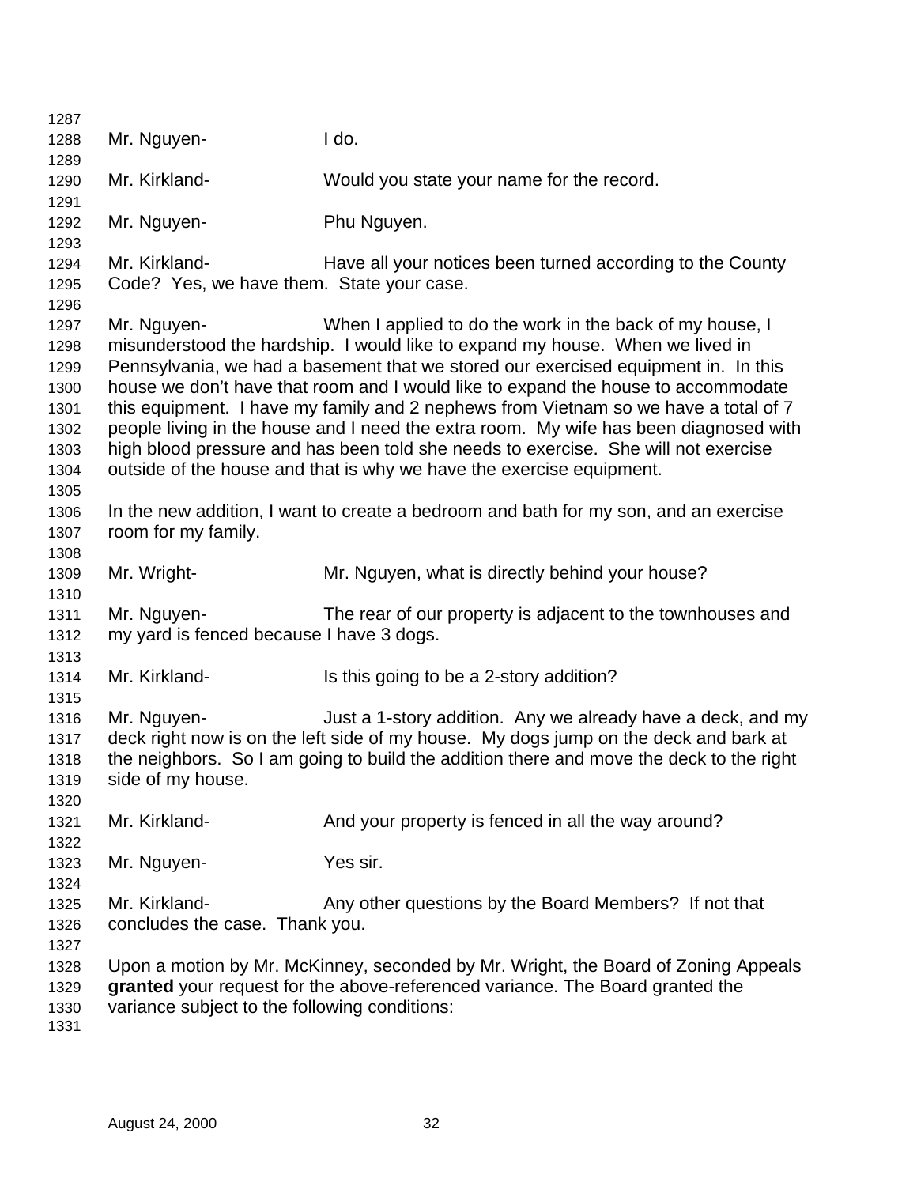Mr. Nguyen- I do.

Mr. Kirkland- Would you state your name for the record.

Mr. Nguyen- Phu Nguyen.

Mr. Kirkland- Have all your notices been turned according to the County Code? Yes, we have them. State your case.

Mr. Nguyen- When I applied to do the work in the back of my house, I misunderstood the hardship. I would like to expand my house. When we lived in Pennsylvania, we had a basement that we stored our exercised equipment in. In this house we don't have that room and I would like to expand the house to accommodate this equipment. I have my family and 2 nephews from Vietnam so we have a total of 7 people living in the house and I need the extra room. My wife has been diagnosed with high blood pressure and has been told she needs to exercise. She will not exercise outside of the house and that is why we have the exercise equipment.

In the new addition, I want to create a bedroom and bath for my son, and an exercise room for my family.

Mr. Wright- Mr. Nguyen, what is directly behind your house?

Mr. Nguyen- The rear of our property is adjacent to the townhouses and my yard is fenced because I have 3 dogs.

Mr. Kirkland- Is this going to be a 2-story addition?

Mr. Nguyen- Just a 1-story addition. Any we already have a deck, and my deck right now is on the left side of my house. My dogs jump on the deck and bark at the neighbors. So I am going to build the addition there and move the deck to the right side of my house.

Mr. Kirkland- And your property is fenced in all the way around?

Mr. Nguyen- Yes sir.

Mr. Kirkland- Any other questions by the Board Members? If not that concludes the case. Thank you.

Upon a motion by Mr. McKinney, seconded by Mr. Wright, the Board of Zoning Appeals **granted** your request for the above-referenced variance. The Board granted the variance subject to the following conditions: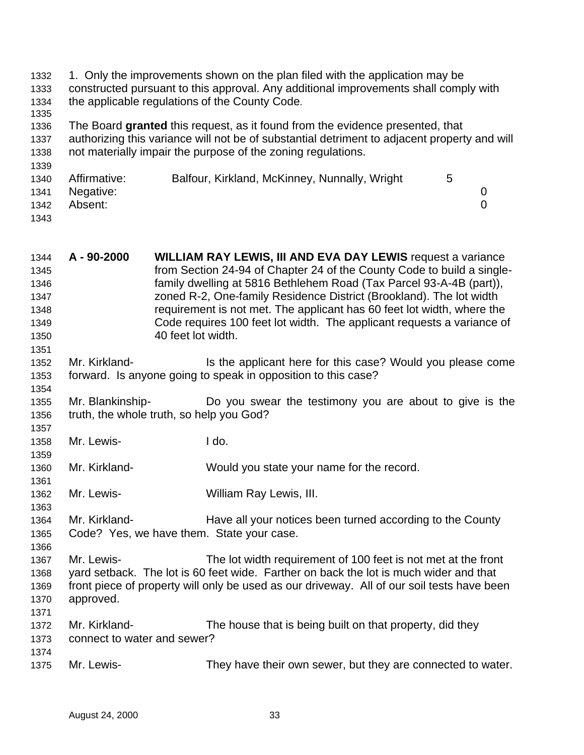1. Only the improvements shown on the plan filed with the application may be constructed pursuant to this approval. Any additional improvements shall comply with the applicable regulations of the County Code.

The Board **granted** this request, as it found from the evidence presented, that authorizing this variance will not be of substantial detriment to adjacent property and will not materially impair the purpose of the zoning regulations.

| | | |
|---|---|---|
| Affirmative: | Balfour, Kirkland, McKinney, Nunnally, Wright | 5 |
| Negative: | | 0 |
| Absent: | | 0 |

**A - 90-2000** **WILLIAM RAY LEWIS, III AND EVA DAY LEWIS** request a variance from Section 24-94 of Chapter 24 of the County Code to build a single-family dwelling at 5816 Bethlehem Road (Tax Parcel 93-A-4B (part)), zoned R-2, One-family Residence District (Brookland). The lot width requirement is not met. The applicant has 60 feet lot width, where the Code requires 100 feet lot width. The applicant requests a variance of 40 feet lot width.

Mr. Kirkland- Is the applicant here for this case? Would you please come forward. Is anyone going to speak in opposition to this case?

Mr. Blankinship- Do you swear the testimony you are about to give is the truth, the whole truth, so help you God?

Mr. Lewis- I do.

Mr. Kirkland- Would you state your name for the record.

Mr. Lewis- William Ray Lewis, III.

Mr. Kirkland- Have all your notices been turned according to the County Code? Yes, we have them. State your case.

Mr. Lewis- The lot width requirement of 100 feet is not met at the front yard setback. The lot is 60 feet wide. Farther on back the lot is much wider and that front piece of property will only be used as our driveway. All of our soil tests have been approved.

Mr. Kirkland- The house that is being built on that property, did they connect to water and sewer?

Mr. Lewis- They have their own sewer, but they are connected to water.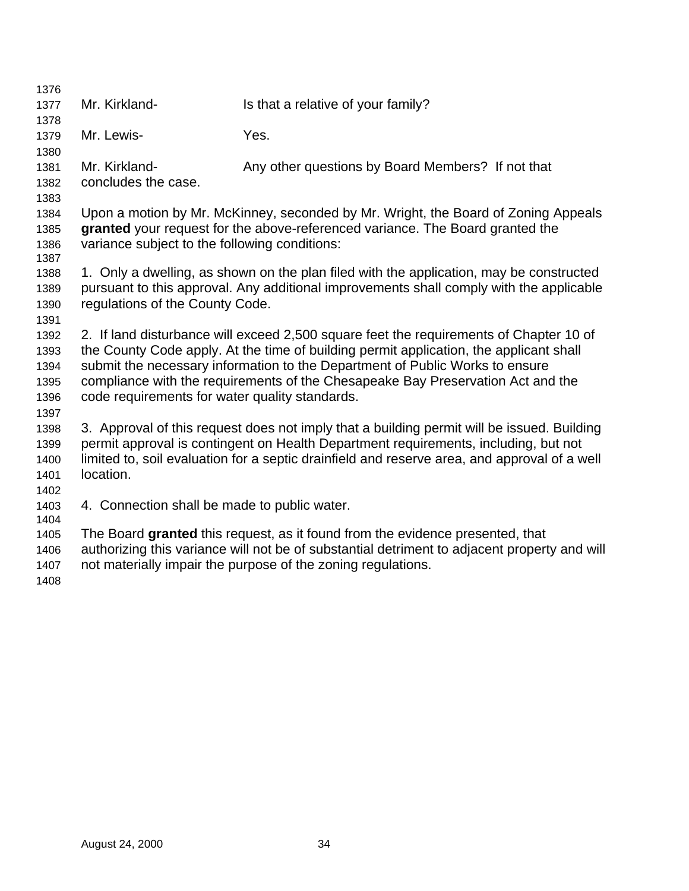Mr. Kirkland- Is that a relative of your family?

Mr. Lewis- Yes.

Mr. Kirkland- Any other questions by Board Members? If not that concludes the case.

Upon a motion by Mr. McKinney, seconded by Mr. Wright, the Board of Zoning Appeals **granted** your request for the above-referenced variance. The Board granted the variance subject to the following conditions:

1. Only a dwelling, as shown on the plan filed with the application, may be constructed pursuant to this approval. Any additional improvements shall comply with the applicable regulations of the County Code.

2. If land disturbance will exceed 2,500 square feet the requirements of Chapter 10 of the County Code apply. At the time of building permit application, the applicant shall submit the necessary information to the Department of Public Works to ensure compliance with the requirements of the Chesapeake Bay Preservation Act and the code requirements for water quality standards.

3. Approval of this request does not imply that a building permit will be issued. Building permit approval is contingent on Health Department requirements, including, but not limited to, soil evaluation for a septic drainfield and reserve area, and approval of a well location.

4. Connection shall be made to public water.

The Board **granted** this request, as it found from the evidence presented, that authorizing this variance will not be of substantial detriment to adjacent property and will not materially impair the purpose of the zoning regulations.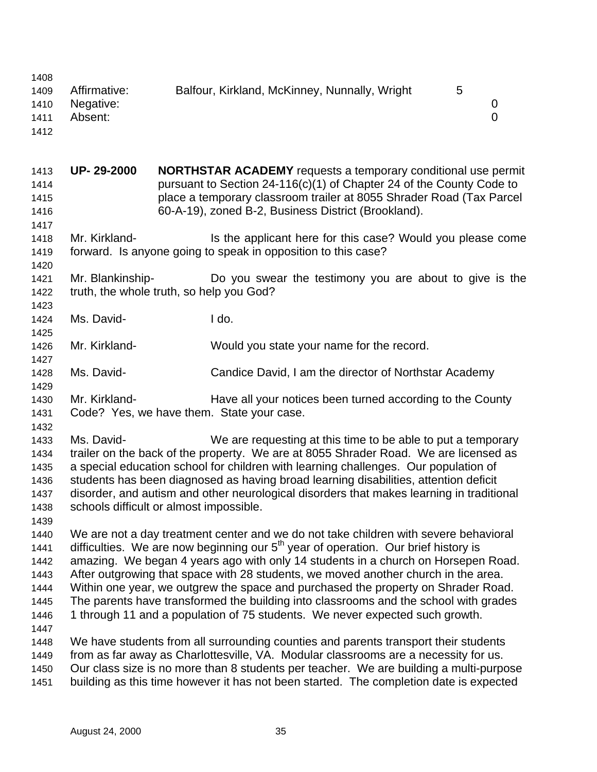| | | |
|---|---|---|
| Affirmative: | Balfour, Kirkland, McKinney, Nunnally, Wright | 5 |
| Negative: | | 0 |
| Absent: | | 0 |

**UP- 29-2000** **NORTHSTAR ACADEMY** requests a temporary conditional use permit pursuant to Section 24-116(c)(1) of Chapter 24 of the County Code to place a temporary classroom trailer at 8055 Shrader Road (Tax Parcel 60-A-19), zoned B-2, Business District (Brookland).

Mr. Kirkland- Is the applicant here for this case? Would you please come forward. Is anyone going to speak in opposition to this case?

Mr. Blankinship- Do you swear the testimony you are about to give is the truth, the whole truth, so help you God?

Ms. David- I do.

Mr. Kirkland- Would you state your name for the record.

Ms. David- Candice David, I am the director of Northstar Academy

Mr. Kirkland- Have all your notices been turned according to the County Code? Yes, we have them. State your case.

Ms. David- We are requesting at this time to be able to put a temporary trailer on the back of the property. We are at 8055 Shrader Road. We are licensed as a special education school for children with learning challenges. Our population of students has been diagnosed as having broad learning disabilities, attention deficit disorder, and autism and other neurological disorders that makes learning in traditional schools difficult or almost impossible.

We are not a day treatment center and we do not take children with severe behavioral difficulties. We are now beginning our 5th year of operation. Our brief history is amazing. We began 4 years ago with only 14 students in a church on Horsepen Road. After outgrowing that space with 28 students, we moved another church in the area. Within one year, we outgrew the space and purchased the property on Shrader Road. The parents have transformed the building into classrooms and the school with grades 1 through 11 and a population of 75 students. We never expected such growth.

We have students from all surrounding counties and parents transport their students from as far away as Charlottesville, VA. Modular classrooms are a necessity for us. Our class size is no more than 8 students per teacher. We are building a multi-purpose building as this time however it has not been started. The completion date is expected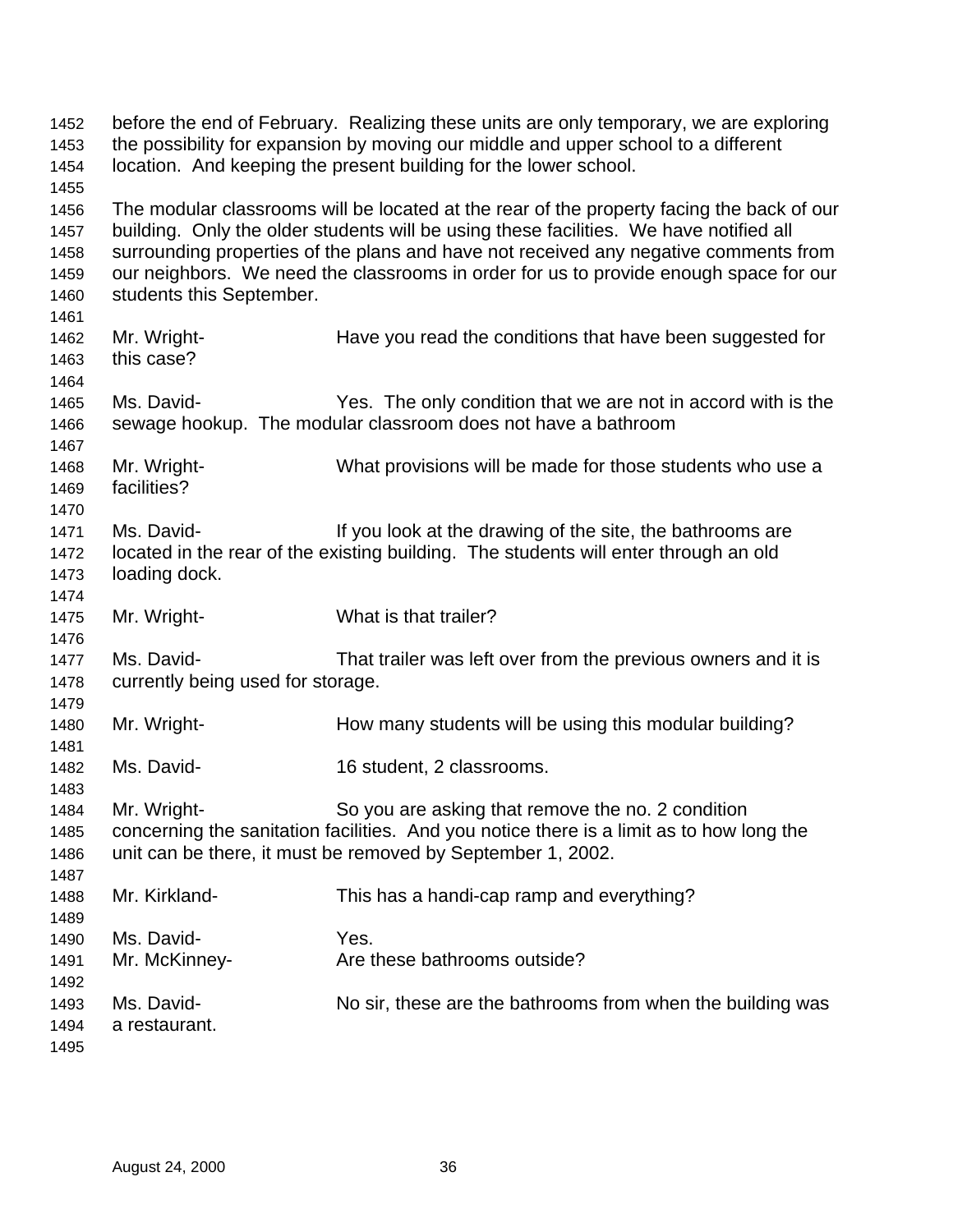before the end of February. Realizing these units are only temporary, we are exploring the possibility for expansion by moving our middle and upper school to a different location. And keeping the present building for the lower school.

The modular classrooms will be located at the rear of the property facing the back of our building. Only the older students will be using these facilities. We have notified all surrounding properties of the plans and have not received any negative comments from our neighbors. We need the classrooms in order for us to provide enough space for our students this September.

Mr. Wright- Have you read the conditions that have been suggested for this case?

Ms. David- Yes. The only condition that we are not in accord with is the sewage hookup. The modular classroom does not have a bathroom

Mr. Wright- What provisions will be made for those students who use a facilities?

Ms. David- If you look at the drawing of the site, the bathrooms are located in the rear of the existing building. The students will enter through an old loading dock.

Mr. Wright- What is that trailer?

Ms. David- That trailer was left over from the previous owners and it is currently being used for storage.

Mr. Wright- How many students will be using this modular building?

Ms. David- 16 student, 2 classrooms.

Mr. Wright- So you are asking that remove the no. 2 condition concerning the sanitation facilities. And you notice there is a limit as to how long the unit can be there, it must be removed by September 1, 2002.

Mr. Kirkland- This has a handi-cap ramp and everything?

Ms. David- Yes.

Mr. McKinney- Are these bathrooms outside?

Ms. David- No sir, these are the bathrooms from when the building was a restaurant.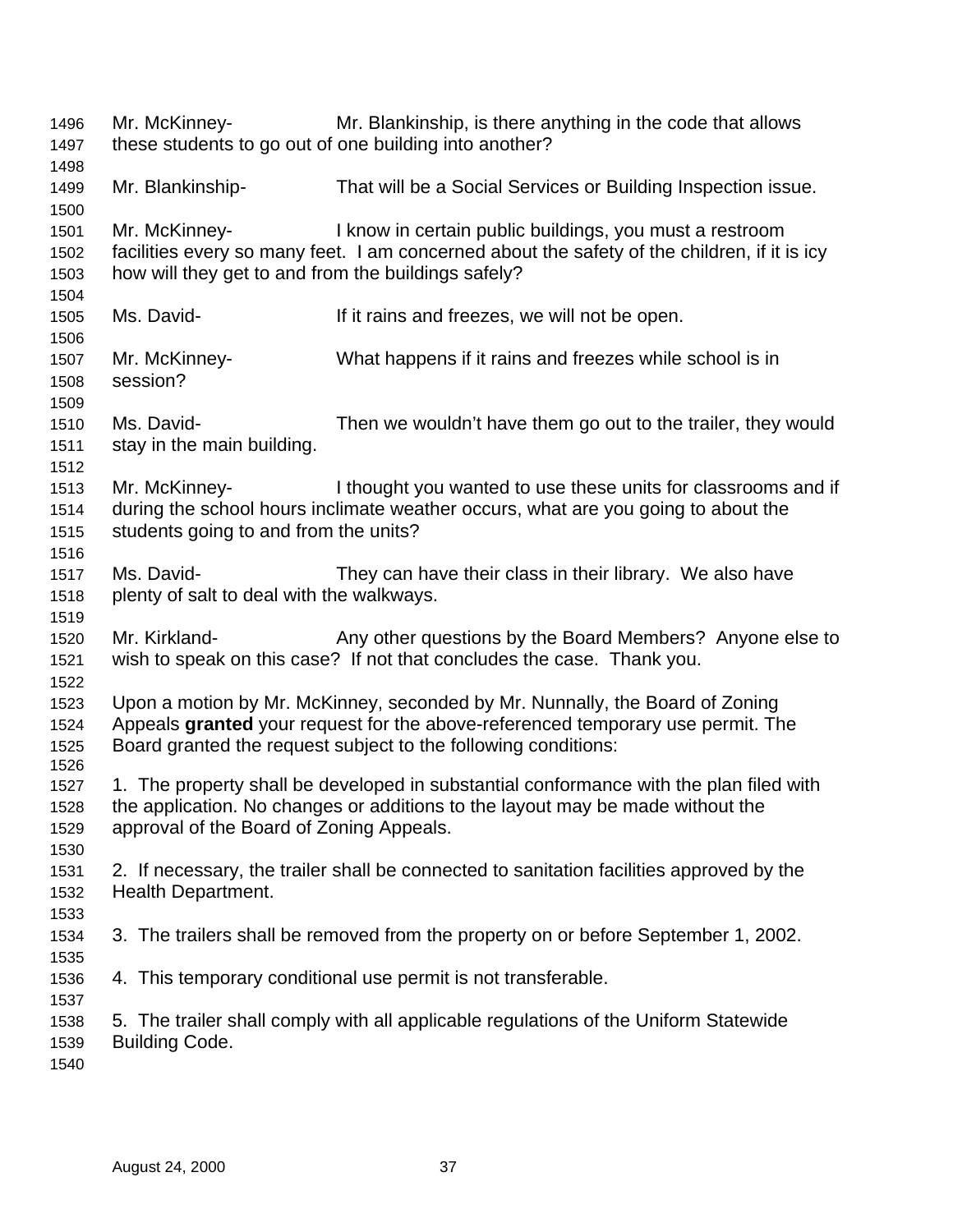Mr. McKinney- Mr. Blankinship, is there anything in the code that allows these students to go out of one building into another?

Mr. Blankinship- That will be a Social Services or Building Inspection issue.

Mr. McKinney- I know in certain public buildings, you must a restroom facilities every so many feet. I am concerned about the safety of the children, if it is icy how will they get to and from the buildings safely?

Ms. David- If it rains and freezes, we will not be open.

Mr. McKinney- What happens if it rains and freezes while school is in session?

Ms. David- Then we wouldn't have them go out to the trailer, they would stay in the main building.

Mr. McKinney- I thought you wanted to use these units for classrooms and if during the school hours inclimate weather occurs, what are you going to about the students going to and from the units?

Ms. David- They can have their class in their library. We also have plenty of salt to deal with the walkways.

Mr. Kirkland- Any other questions by the Board Members? Anyone else to wish to speak on this case? If not that concludes the case. Thank you.

Upon a motion by Mr. McKinney, seconded by Mr. Nunnally, the Board of Zoning Appeals **granted** your request for the above-referenced temporary use permit. The Board granted the request subject to the following conditions:

1. The property shall be developed in substantial conformance with the plan filed with the application. No changes or additions to the layout may be made without the approval of the Board of Zoning Appeals.

2. If necessary, the trailer shall be connected to sanitation facilities approved by the Health Department.

3. The trailers shall be removed from the property on or before September 1, 2002.

4. This temporary conditional use permit is not transferable.

5. The trailer shall comply with all applicable regulations of the Uniform Statewide Building Code.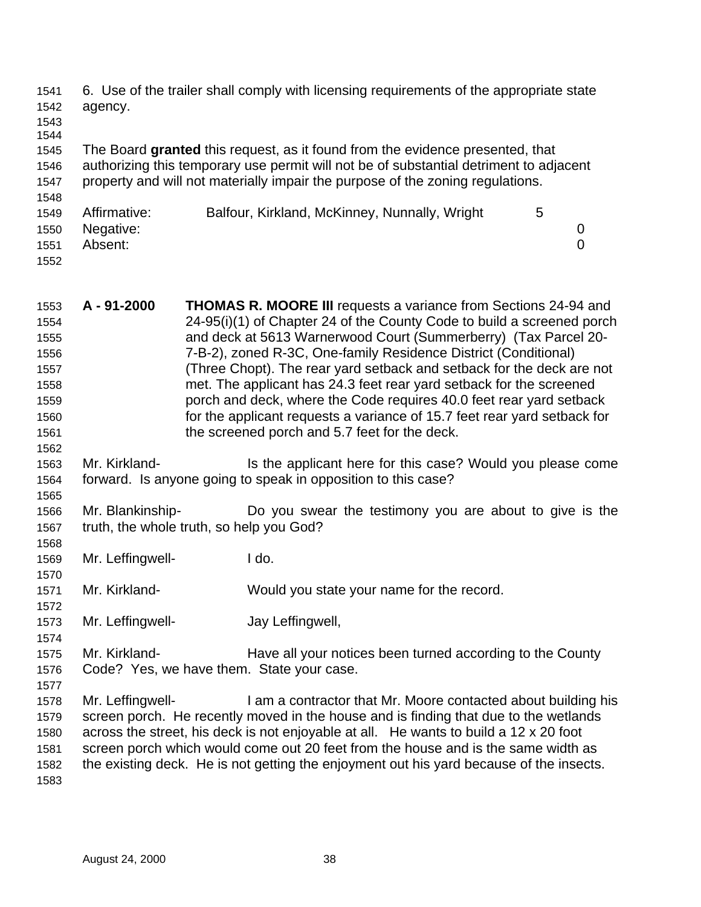6. Use of the trailer shall comply with licensing requirements of the appropriate state agency.

The Board **granted** this request, as it found from the evidence presented, that authorizing this temporary use permit will not be of substantial detriment to adjacent property and will not materially impair the purpose of the zoning regulations.

| | | |
|---|---|---|
| Affirmative: | Balfour, Kirkland, McKinney, Nunnally, Wright | 5 |
| Negative: | | 0 |
| Absent: | | 0 |

**A - 91-2000** **THOMAS R. MOORE III** requests a variance from Sections 24-94 and 24-95(i)(1) of Chapter 24 of the County Code to build a screened porch and deck at 5613 Warnerwood Court (Summerberry) (Tax Parcel 20-7-B-2), zoned R-3C, One-family Residence District (Conditional) (Three Chopt). The rear yard setback and setback for the deck are not met. The applicant has 24.3 feet rear yard setback for the screened porch and deck, where the Code requires 40.0 feet rear yard setback for the applicant requests a variance of 15.7 feet rear yard setback for the screened porch and 5.7 feet for the deck.

Mr. Kirkland- Is the applicant here for this case? Would you please come forward. Is anyone going to speak in opposition to this case?

Mr. Blankinship- Do you swear the testimony you are about to give is the truth, the whole truth, so help you God?

Mr. Leffingwell- I do.

Mr. Kirkland- Would you state your name for the record.

Mr. Leffingwell- Jay Leffingwell,

Mr. Kirkland- Have all your notices been turned according to the County Code? Yes, we have them. State your case.

Mr. Leffingwell- I am a contractor that Mr. Moore contacted about building his screen porch. He recently moved in the house and is finding that due to the wetlands across the street, his deck is not enjoyable at all. He wants to build a 12 x 20 foot screen porch which would come out 20 feet from the house and is the same width as the existing deck. He is not getting the enjoyment out his yard because of the insects.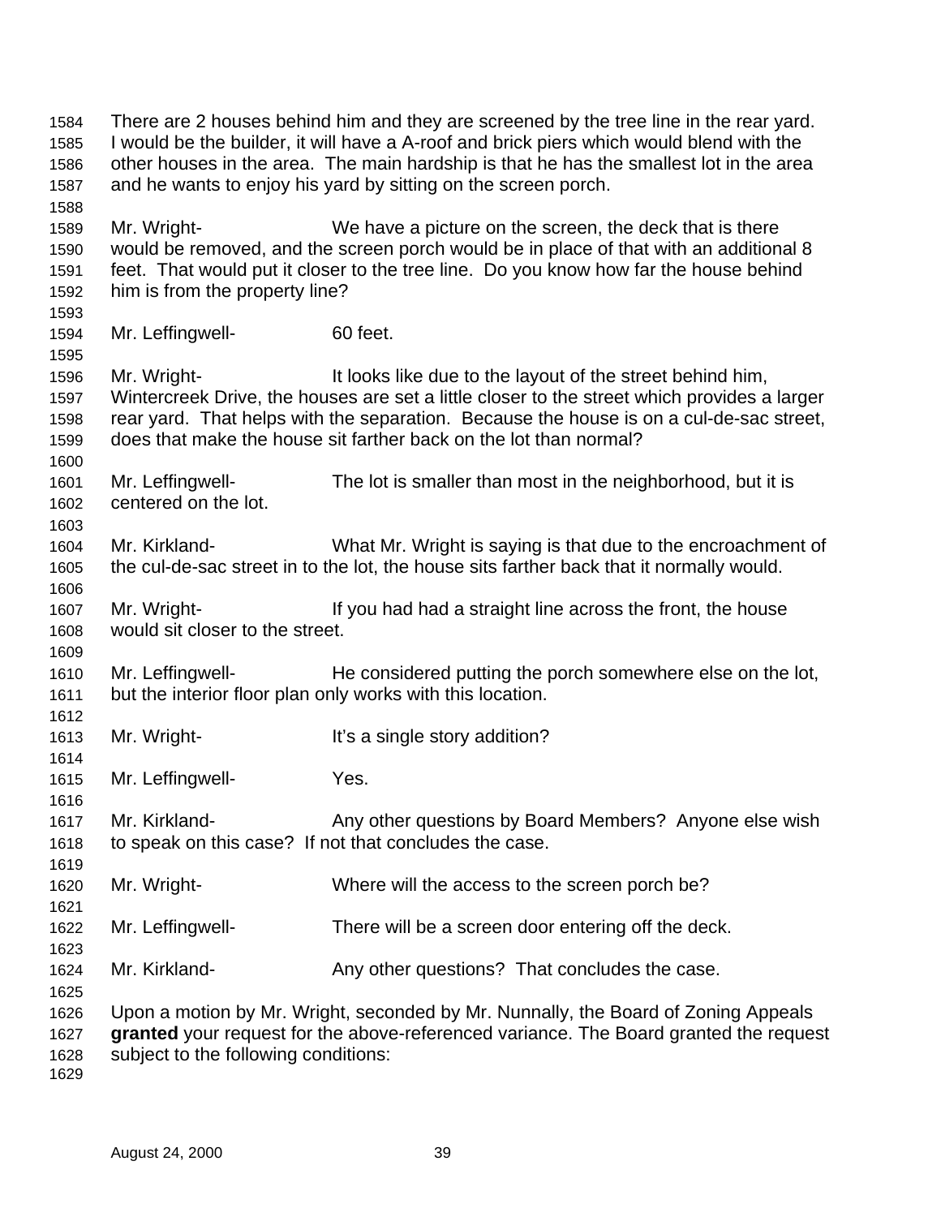There are 2 houses behind him and they are screened by the tree line in the rear yard. I would be the builder, it will have a A-roof and brick piers which would blend with the other houses in the area. The main hardship is that he has the smallest lot in the area and he wants to enjoy his yard by sitting on the screen porch.

Mr. Wright- We have a picture on the screen, the deck that is there would be removed, and the screen porch would be in place of that with an additional 8 feet. That would put it closer to the tree line. Do you know how far the house behind him is from the property line?

Mr. Leffingwell- 60 feet.

Mr. Wright- It looks like due to the layout of the street behind him, Wintercreek Drive, the houses are set a little closer to the street which provides a larger rear yard. That helps with the separation. Because the house is on a cul-de-sac street, does that make the house sit farther back on the lot than normal?

Mr. Leffingwell- The lot is smaller than most in the neighborhood, but it is centered on the lot.

Mr. Kirkland- What Mr. Wright is saying is that due to the encroachment of the cul-de-sac street in to the lot, the house sits farther back that it normally would.

Mr. Wright- If you had had a straight line across the front, the house would sit closer to the street.

Mr. Leffingwell- He considered putting the porch somewhere else on the lot, but the interior floor plan only works with this location.

Mr. Wright- It's a single story addition?

Mr. Leffingwell- Yes.

Mr. Kirkland- Any other questions by Board Members? Anyone else wish to speak on this case? If not that concludes the case.

Mr. Wright- Where will the access to the screen porch be?

Mr. Leffingwell- There will be a screen door entering off the deck.

Mr. Kirkland- Any other questions? That concludes the case.

Upon a motion by Mr. Wright, seconded by Mr. Nunnally, the Board of Zoning Appeals **granted** your request for the above-referenced variance. The Board granted the request subject to the following conditions: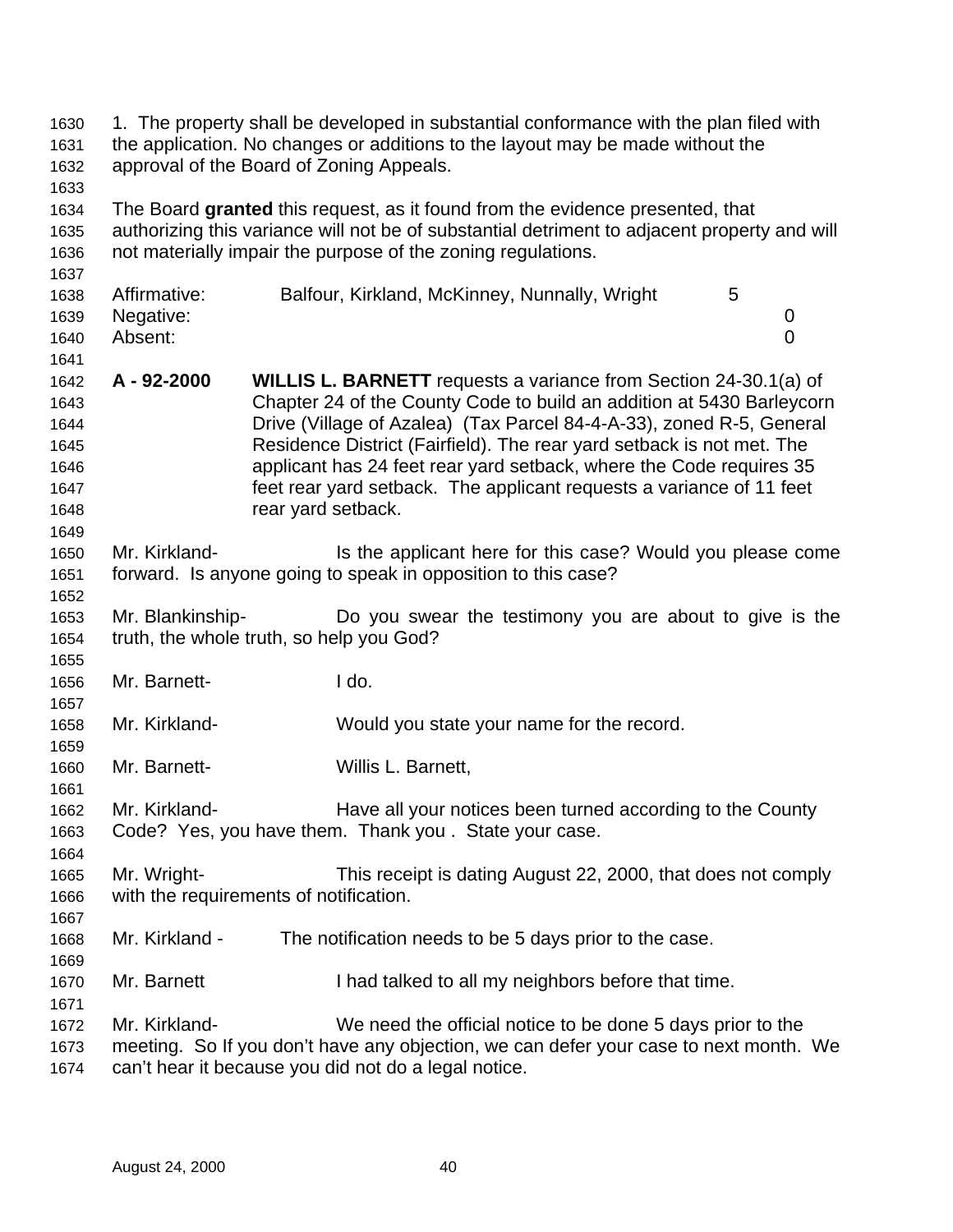1. The property shall be developed in substantial conformance with the plan filed with the application. No changes or additions to the layout may be made without the approval of the Board of Zoning Appeals.

The Board **granted** this request, as it found from the evidence presented, that authorizing this variance will not be of substantial detriment to adjacent property and will not materially impair the purpose of the zoning regulations.

| | | |
|---|---|---|
| Affirmative: | Balfour, Kirkland, McKinney, Nunnally, Wright | 5 |
| Negative: | | 0 |
| Absent: | | 0 |

**A - 92-2000** **WILLIS L. BARNETT** requests a variance from Section 24-30.1(a) of Chapter 24 of the County Code to build an addition at 5430 Barleycorn Drive (Village of Azalea) (Tax Parcel 84-4-A-33), zoned R-5, General Residence District (Fairfield). The rear yard setback is not met. The applicant has 24 feet rear yard setback, where the Code requires 35 feet rear yard setback. The applicant requests a variance of 11 feet rear yard setback.

Mr. Kirkland- Is the applicant here for this case? Would you please come forward. Is anyone going to speak in opposition to this case?

Mr. Blankinship- Do you swear the testimony you are about to give is the truth, the whole truth, so help you God?

Mr. Barnett- I do.

Mr. Kirkland- Would you state your name for the record.

Mr. Barnett- Willis L. Barnett,

Mr. Kirkland- Have all your notices been turned according to the County Code? Yes, you have them. Thank you . State your case.

Mr. Wright- This receipt is dating August 22, 2000, that does not comply with the requirements of notification.

Mr. Kirkland - The notification needs to be 5 days prior to the case.

Mr. Barnett I had talked to all my neighbors before that time.

Mr. Kirkland- We need the official notice to be done 5 days prior to the meeting. So If you don't have any objection, we can defer your case to next month. We can't hear it because you did not do a legal notice.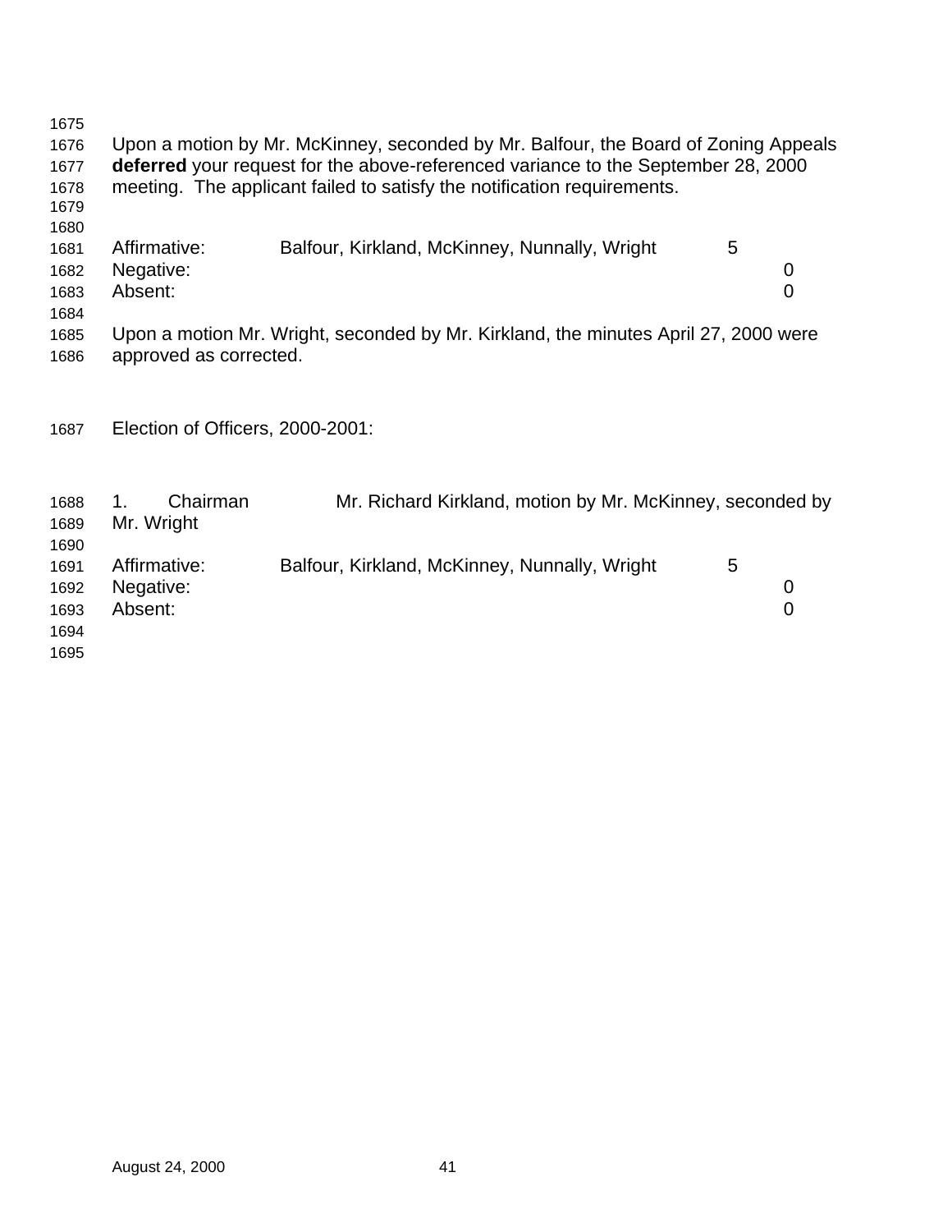Upon a motion by Mr. McKinney, seconded by Mr. Balfour, the Board of Zoning Appeals **deferred** your request for the above-referenced variance to the September 28, 2000 meeting. The applicant failed to satisfy the notification requirements.

| | | |
|---|---|---|
| Affirmative: | Balfour, Kirkland, McKinney, Nunnally, Wright | 5 |
| Negative: | | 0 |
| Absent: | | 0 |

Upon a motion Mr. Wright, seconded by Mr. Kirkland, the minutes April 27, 2000 were approved as corrected.

Election of Officers, 2000-2001:

1. Chairman Mr. Richard Kirkland, motion by Mr. McKinney, seconded by Mr. Wright

| | | |
|---|---|---|
| Affirmative: | Balfour, Kirkland, McKinney, Nunnally, Wright | 5 |
| Negative: | | 0 |
| Absent: | | 0 |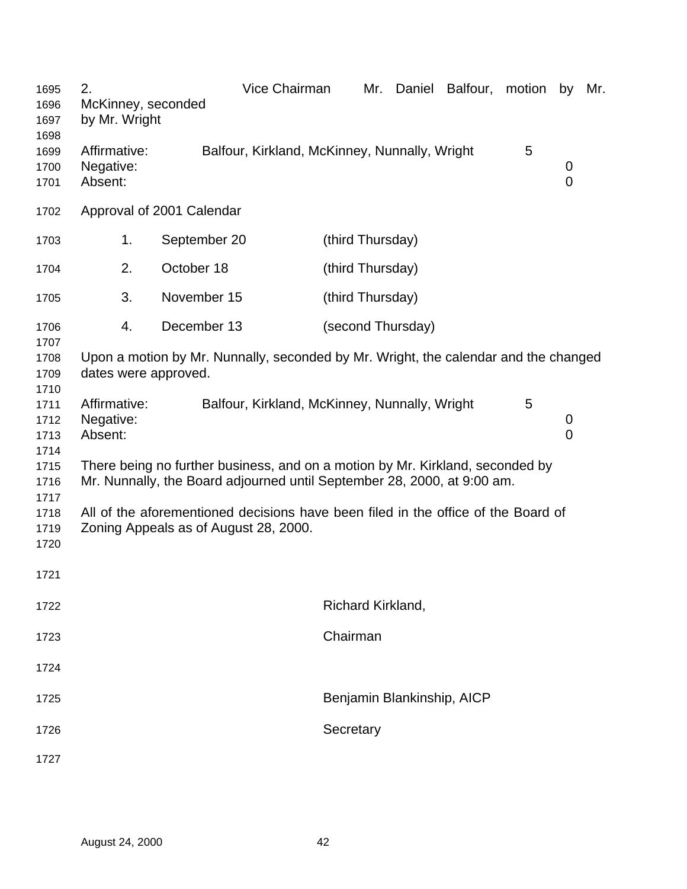2. Vice Chairman Mr. Daniel Balfour, motion by Mr. McKinney, seconded by Mr. Wright

| | | |
|---|---|---|
| Affirmative: | Balfour, Kirkland, McKinney, Nunnally, Wright | 5 |
| Negative: | | 0 |
| Absent: | | 0 |

Approval of 2001 Calendar

1. September 20 (third Thursday)
2. October 18 (third Thursday)
3. November 15 (third Thursday)
4. December 13 (second Thursday)

Upon a motion by Mr. Nunnally, seconded by Mr. Wright, the calendar and the changed dates were approved.

| | | |
|---|---|---|
| Affirmative: | Balfour, Kirkland, McKinney, Nunnally, Wright | 5 |
| Negative: | | 0 |
| Absent: | | 0 |

There being no further business, and on a motion by Mr. Kirkland, seconded by Mr. Nunnally, the Board adjourned until September 28, 2000, at 9:00 am.

All of the aforementioned decisions have been filed in the office of the Board of Zoning Appeals as of August 28, 2000.

Richard Kirkland,

Chairman

Benjamin Blankinship, AICP

Secretary